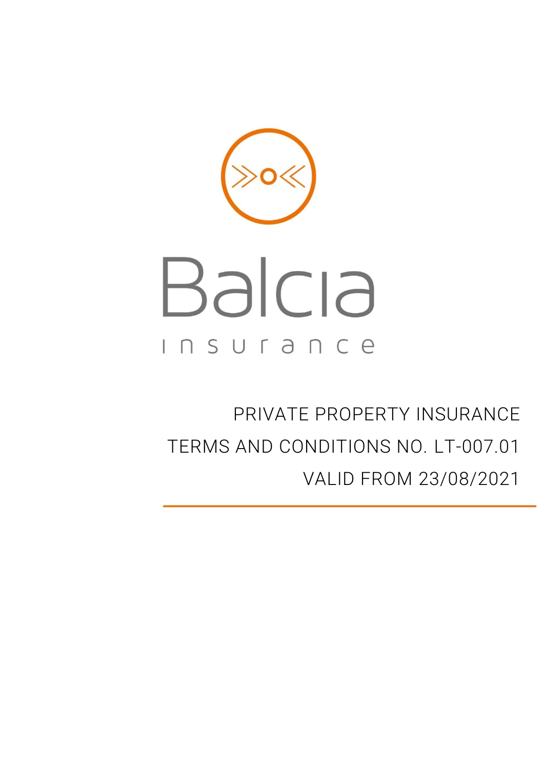Balcia

insurance

# PRIVATE PROPERTY INSURANCE

# TERMS AND CONDITIONS NO. LT-007.01

VALID FROM 23/08/2021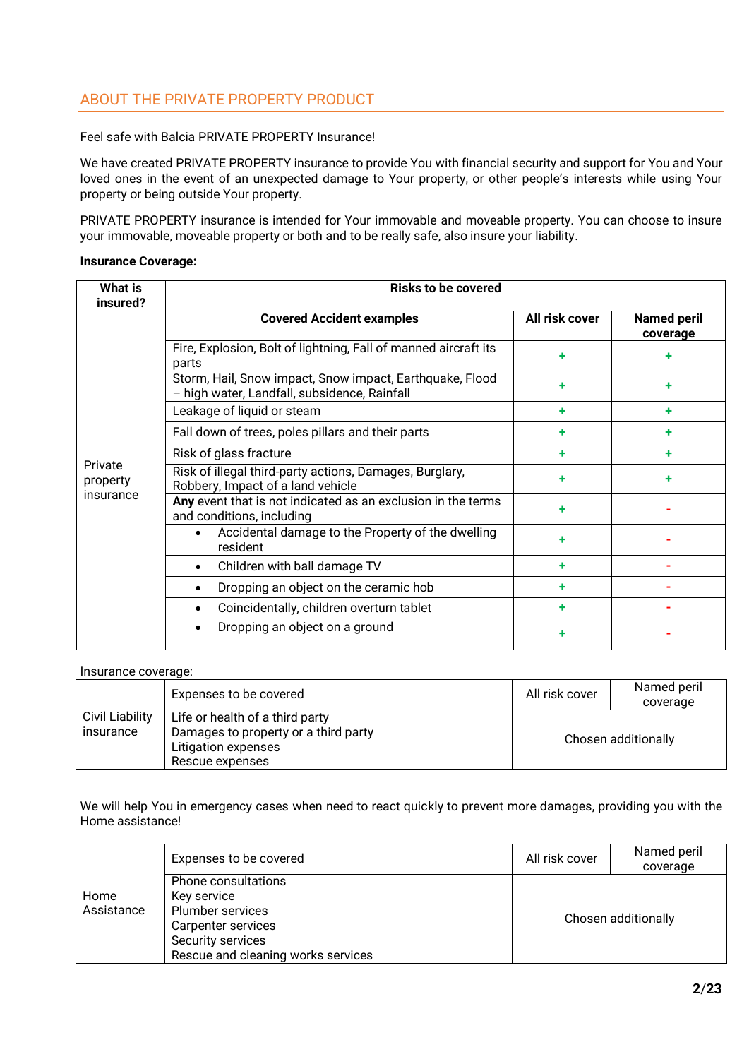## ABOUT THE PRIVATE PROPERTY PRODUCT

Feel safe with Balcia PRIVATE PROPERTY Insurance!

We have created PRIVATE PROPERTY insurance to provide You with financial security and support for You and Your loved ones in the event of an unexpected damage to Your property, or other people's interests while using Your property or being outside Your property.

PRIVATE PROPERTY insurance is intended for Your immovable and moveable property. You can choose to insure your immovable, moveable property or both and to be really safe, also insure your liability.

**Insurance Coverage:**

| **What is insured?** | **Risks to be covered** | | |
|---|---|---|---|
| Private property insurance | **Covered Accident examples** | **All risk cover** | **Named peril coverage** |
| | Fire, Explosion, Bolt of lightning, Fall of manned aircraft its parts | + | + |
| | Storm, Hail, Snow impact, Snow impact, Earthquake, Flood – high water, Landfall, subsidence, Rainfall | + | + |
| | Leakage of liquid or steam | + | + |
| | Fall down of trees, poles pillars and their parts | + | + |
| | Risk of glass fracture | + | + |
| | Risk of illegal third-party actions, Damages, Burglary, Robbery, Impact of a land vehicle | + | + |
| | **Any** event that is not indicated as an exclusion in the terms and conditions, including | + | - |
| | • Accidental damage to the Property of the dwelling resident | + | - |
| | • Children with ball damage TV | + | - |
| | • Dropping an object on the ceramic hob | + | - |
| | • Coincidentally, children overturn tablet | + | - |
| | • Dropping an object on a ground | + | - |

Insurance coverage:

| Civil Liability insurance | Expenses to be covered | All risk cover | Named peril coverage |
|---|---|---|---|
| | Life or health of a third party<br>Damages to property or a third party<br>Litigation expenses<br>Rescue expenses | Chosen additionally | |

We will help You in emergency cases when need to react quickly to prevent more damages, providing you with the Home assistance!

| Home Assistance | Expenses to be covered | All risk cover | Named peril coverage |
|---|---|---|---|
| | Phone consultations<br>Key service<br>Plumber services<br>Carpenter services<br>Security services<br>Rescue and cleaning works services | Chosen additionally | |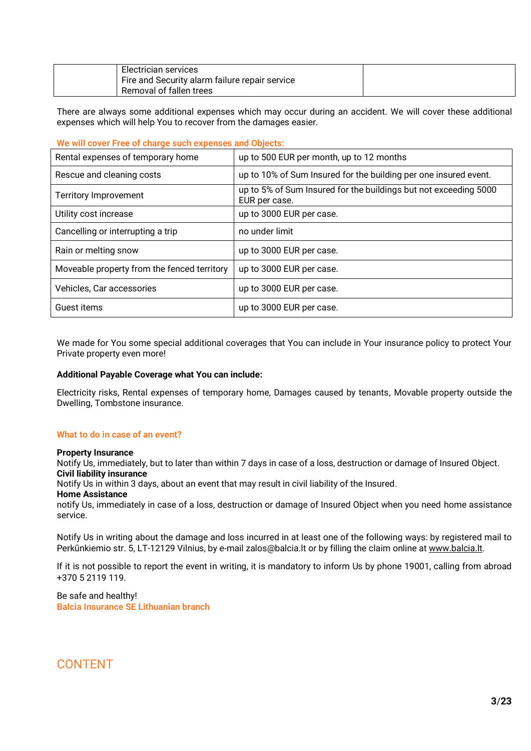| | Electrician services<br>Fire and Security alarm failure repair service<br>Removal of fallen trees | |
|---|---|---|

There are always some additional expenses which may occur during an accident. We will cover these additional expenses which will help You to recover from the damages easier.

**We will cover Free of charge such expenses and Objects:**

| | |
|---|---|
| Rental expenses of temporary home | up to 500 EUR per month, up to 12 months |
| Rescue and cleaning costs | up to 10% of Sum Insured for the building per one insured event. |
| Territory Improvement | up to 5% of Sum Insured for the buildings but not exceeding 5000 EUR per case. |
| Utility cost increase | up to 3000 EUR per case. |
| Cancelling or interrupting a trip | no under limit |
| Rain or melting snow | up to 3000 EUR per case. |
| Moveable property from the fenced territory | up to 3000 EUR per case. |
| Vehicles, Car accessories | up to 3000 EUR per case. |
| Guest items | up to 3000 EUR per case. |

We made for You some special additional coverages that You can include in Your insurance policy to protect Your Private property even more!

**Additional Payable Coverage what You can include:**

Electricity risks, Rental expenses of temporary home, Damages caused by tenants, Movable property outside the Dwelling, Tombstone insurance.

**What to do in case of an event?**

**Property Insurance**
Notify Us, immediately, but to later than within 7 days in case of a loss, destruction or damage of Insured Object.
**Civil liability insurance**
Notify Us in within 3 days, about an event that may result in civil liability of the Insured.
**Home Assistance**
notify Us, immediately in case of a loss, destruction or damage of Insured Object when you need home assistance service.

Notify Us in writing about the damage and loss incurred in at least one of the following ways: by registered mail to Perkūnkiemio str. 5, LT-12129 Vilnius, by e-mail zalos@balcia.lt or by filling the claim online at www.balcia.lt.

If it is not possible to report the event in writing, it is mandatory to inform Us by phone 19001, calling from abroad +370 5 2119 119.

Be safe and healthy!
**Balcia Insurance SE Lithuanian branch**

## CONTENT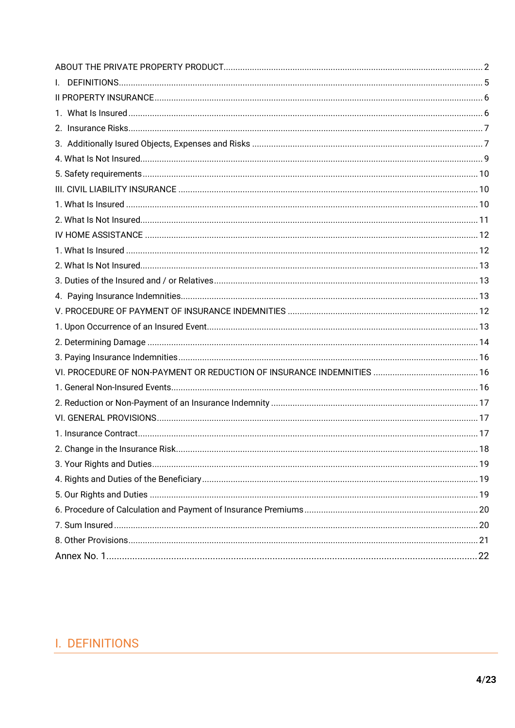ABOUT THE PRIVATE PROPERTY PRODUCT .......... 2

I. DEFINITIONS .......... 5

II PROPERTY INSURANCE .......... 6

1. What Is Insured .......... 6

2. Insurance Risks .......... 7

3. Additionally Isured Objects, Expenses and Risks .......... 7

4. What Is Not Insured .......... 9

5. Safety requirements .......... 10

III. CIVIL LIABILITY INSURANCE .......... 10

1. What Is Insured .......... 10

2. What Is Not Insured .......... 11

IV HOME ASSISTANCE .......... 12

1. What Is Insured .......... 12

2. What Is Not Insured .......... 13

3. Duties of the Insured and / or Relatives .......... 13

4. Paying Insurance Indemnities .......... 13

V. PROCEDURE OF PAYMENT OF INSURANCE INDEMNITIES .......... 12

1. Upon Occurrence of an Insured Event .......... 13

2. Determining Damage .......... 14

3. Paying Insurance Indemnities .......... 16

VI. PROCEDURE OF NON-PAYMENT OR REDUCTION OF INSURANCE INDEMNITIES .......... 16

1. General Non-Insured Events .......... 16

2. Reduction or Non-Payment of an Insurance Indemnity .......... 17

VI. GENERAL PROVISIONS .......... 17

1. Insurance Contract .......... 17

2. Change in the Insurance Risk .......... 18

3. Your Rights and Duties .......... 19

4. Rights and Duties of the Beneficiary .......... 19

5. Our Rights and Duties .......... 19

6. Procedure of Calculation and Payment of Insurance Premiums .......... 20

7. Sum Insured .......... 20

8. Other Provisions .......... 21

Annex No. 1 .......... 22

# I. DEFINITIONS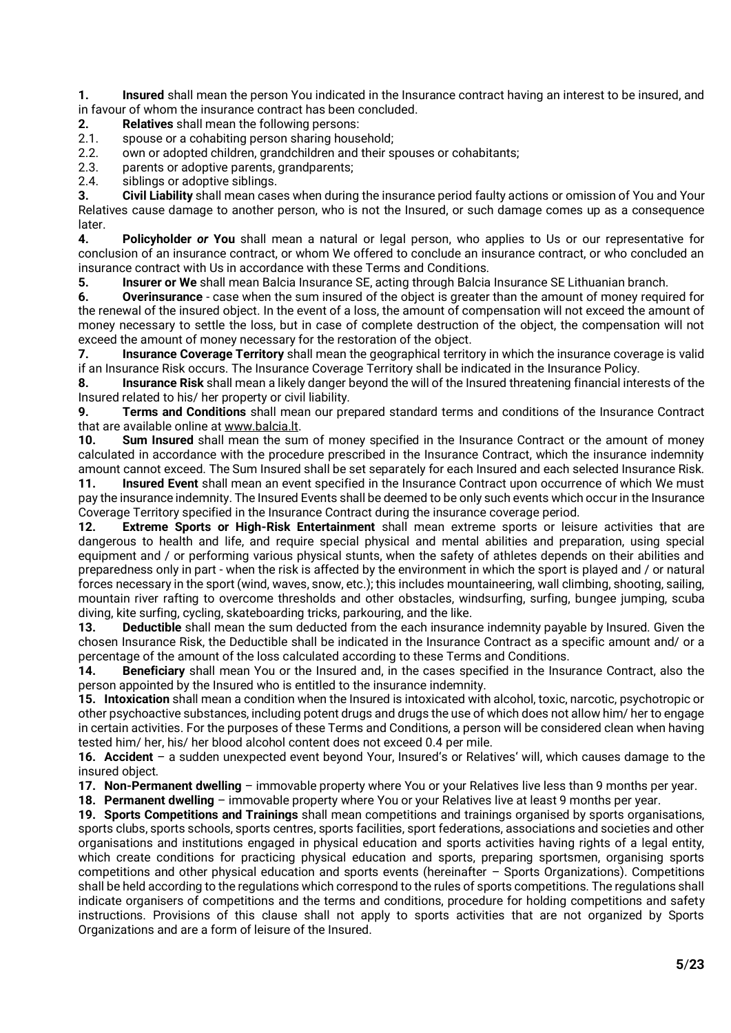**1. Insured** shall mean the person You indicated in the Insurance contract having an interest to be insured, and in favour of whom the insurance contract has been concluded.

**2. Relatives** shall mean the following persons:

2.1. spouse or a cohabiting person sharing household;

2.2. own or adopted children, grandchildren and their spouses or cohabitants;

2.3. parents or adoptive parents, grandparents;

2.4. siblings or adoptive siblings.

**3. Civil Liability** shall mean cases when during the insurance period faulty actions or omission of You and Your Relatives cause damage to another person, who is not the Insured, or such damage comes up as a consequence later.

**4. Policyholder *or* You** shall mean a natural or legal person, who applies to Us or our representative for conclusion of an insurance contract, or whom We offered to conclude an insurance contract, or who concluded an insurance contract with Us in accordance with these Terms and Conditions.

**5. Insurer or We** shall mean Balcia Insurance SE, acting through Balcia Insurance SE Lithuanian branch.

**6. Overinsurance** - case when the sum insured of the object is greater than the amount of money required for the renewal of the insured object. In the event of a loss, the amount of compensation will not exceed the amount of money necessary to settle the loss, but in case of complete destruction of the object, the compensation will not exceed the amount of money necessary for the restoration of the object.

**7. Insurance Coverage Territory** shall mean the geographical territory in which the insurance coverage is valid if an Insurance Risk occurs. The Insurance Coverage Territory shall be indicated in the Insurance Policy.

**8. Insurance Risk** shall mean a likely danger beyond the will of the Insured threatening financial interests of the Insured related to his/ her property or civil liability.

**9. Terms and Conditions** shall mean our prepared standard terms and conditions of the Insurance Contract that are available online at www.balcia.lt.

**10. Sum Insured** shall mean the sum of money specified in the Insurance Contract or the amount of money calculated in accordance with the procedure prescribed in the Insurance Contract, which the insurance indemnity amount cannot exceed. The Sum Insured shall be set separately for each Insured and each selected Insurance Risk.

**11. Insured Event** shall mean an event specified in the Insurance Contract upon occurrence of which We must pay the insurance indemnity. The Insured Events shall be deemed to be only such events which occur in the Insurance Coverage Territory specified in the Insurance Contract during the insurance coverage period.

**12. Extreme Sports or High-Risk Entertainment** shall mean extreme sports or leisure activities that are dangerous to health and life, and require special physical and mental abilities and preparation, using special equipment and / or performing various physical stunts, when the safety of athletes depends on their abilities and preparedness only in part - when the risk is affected by the environment in which the sport is played and / or natural forces necessary in the sport (wind, waves, snow, etc.); this includes mountaineering, wall climbing, shooting, sailing, mountain river rafting to overcome thresholds and other obstacles, windsurfing, surfing, bungee jumping, scuba diving, kite surfing, cycling, skateboarding tricks, parkouring, and the like.

**13. Deductible** shall mean the sum deducted from the each insurance indemnity payable by Insured. Given the chosen Insurance Risk, the Deductible shall be indicated in the Insurance Contract as a specific amount and/ or a percentage of the amount of the loss calculated according to these Terms and Conditions.

**14. Beneficiary** shall mean You or the Insured and, in the cases specified in the Insurance Contract, also the person appointed by the Insured who is entitled to the insurance indemnity.

**15. Intoxication** shall mean a condition when the Insured is intoxicated with alcohol, toxic, narcotic, psychotropic or other psychoactive substances, including potent drugs and drugs the use of which does not allow him/ her to engage in certain activities. For the purposes of these Terms and Conditions, a person will be considered clean when having tested him/ her, his/ her blood alcohol content does not exceed 0.4 per mile.

**16. Accident** – a sudden unexpected event beyond Your, Insured's or Relatives' will, which causes damage to the insured object.

**17. Non-Permanent dwelling** – immovable property where You or your Relatives live less than 9 months per year.

**18. Permanent dwelling** – immovable property where You or your Relatives live at least 9 months per year.

**19. Sports Competitions and Trainings** shall mean competitions and trainings organised by sports organisations, sports clubs, sports schools, sports centres, sports facilities, sport federations, associations and societies and other organisations and institutions engaged in physical education and sports activities having rights of a legal entity, which create conditions for practicing physical education and sports, preparing sportsmen, organising sports competitions and other physical education and sports events (hereinafter – Sports Organizations). Competitions shall be held according to the regulations which correspond to the rules of sports competitions. The regulations shall indicate organisers of competitions and the terms and conditions, procedure for holding competitions and safety instructions. Provisions of this clause shall not apply to sports activities that are not organized by Sports Organizations and are a form of leisure of the Insured.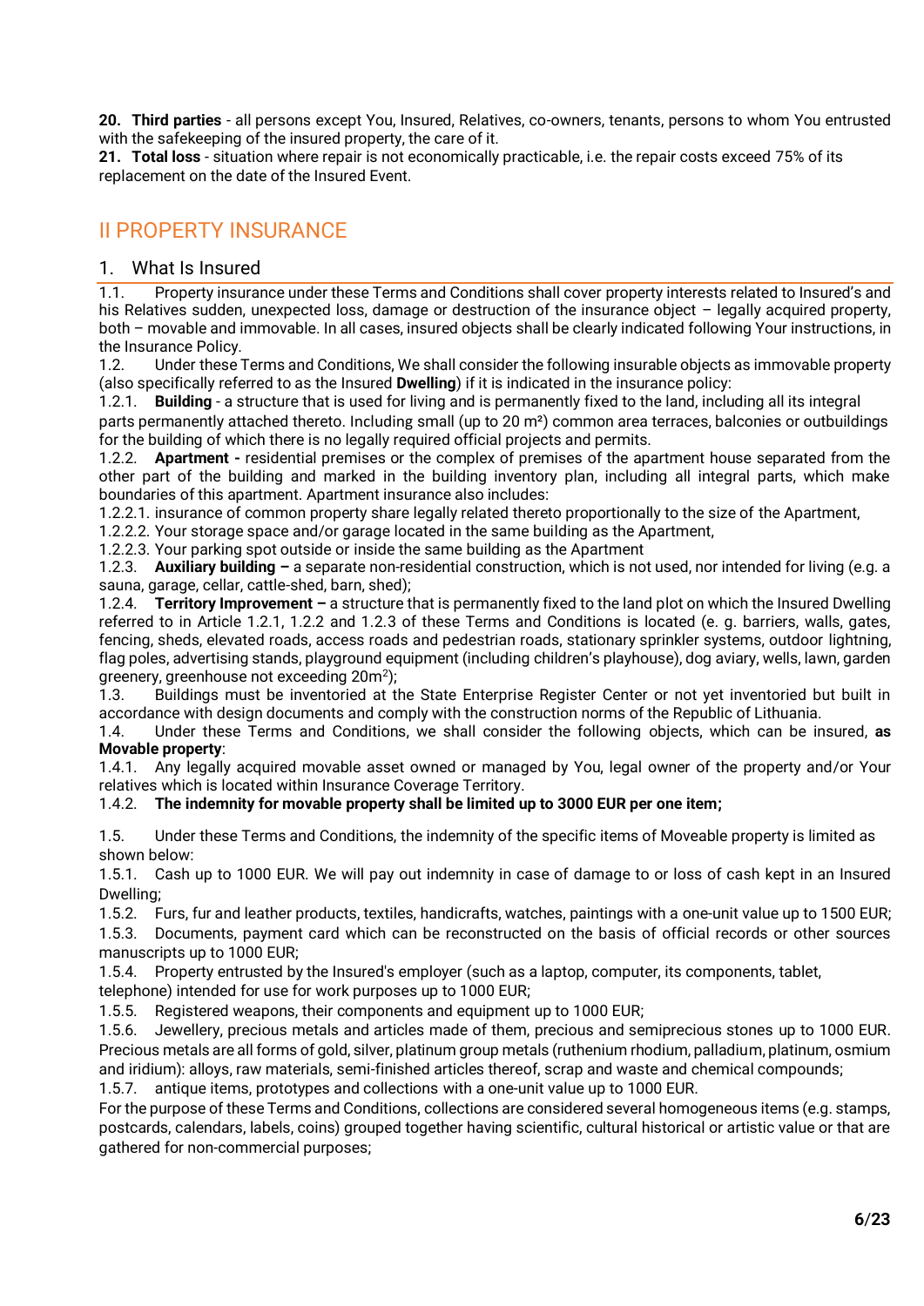**20. Third parties** - all persons except You, Insured, Relatives, co-owners, tenants, persons to whom You entrusted with the safekeeping of the insured property, the care of it.

**21. Total loss** - situation where repair is not economically practicable, i.e. the repair costs exceed 75% of its replacement on the date of the Insured Event.

# II PROPERTY INSURANCE

## 1. What Is Insured

1.1. Property insurance under these Terms and Conditions shall cover property interests related to Insured's and his Relatives sudden, unexpected loss, damage or destruction of the insurance object – legally acquired property, both – movable and immovable. In all cases, insured objects shall be clearly indicated following Your instructions, in the Insurance Policy.

1.2. Under these Terms and Conditions, We shall consider the following insurable objects as immovable property (also specifically referred to as the Insured **Dwelling**) if it is indicated in the insurance policy:

1.2.1. **Building** - a structure that is used for living and is permanently fixed to the land, including all its integral parts permanently attached thereto. Including small (up to 20 m²) common area terraces, balconies or outbuildings for the building of which there is no legally required official projects and permits.

1.2.2. **Apartment -** residential premises or the complex of premises of the apartment house separated from the other part of the building and marked in the building inventory plan, including all integral parts, which make boundaries of this apartment. Apartment insurance also includes:

1.2.2.1. insurance of common property share legally related thereto proportionally to the size of the Apartment,

1.2.2.2. Your storage space and/or garage located in the same building as the Apartment,

1.2.2.3. Your parking spot outside or inside the same building as the Apartment

1.2.3. **Auxiliary building –** a separate non-residential construction, which is not used, nor intended for living (e.g. a sauna, garage, cellar, cattle-shed, barn, shed);

1.2.4. **Territory Improvement –** a structure that is permanently fixed to the land plot on which the Insured Dwelling referred to in Article 1.2.1, 1.2.2 and 1.2.3 of these Terms and Conditions is located (e. g. barriers, walls, gates, fencing, sheds, elevated roads, access roads and pedestrian roads, stationary sprinkler systems, outdoor lightning, flag poles, advertising stands, playground equipment (including children's playhouse), dog aviary, wells, lawn, garden greenery, greenhouse not exceeding $20m^2$);

1.3. Buildings must be inventoried at the State Enterprise Register Center or not yet inventoried but built in accordance with design documents and comply with the construction norms of the Republic of Lithuania.

1.4. Under these Terms and Conditions, we shall consider the following objects, which can be insured, **as Movable property**:

1.4.1. Any legally acquired movable asset owned or managed by You, legal owner of the property and/or Your relatives which is located within Insurance Coverage Territory.

1.4.2. **The indemnity for movable property shall be limited up to 3000 EUR per one item;**

1.5. Under these Terms and Conditions, the indemnity of the specific items of Moveable property is limited as shown below:

1.5.1. Cash up to 1000 EUR. We will pay out indemnity in case of damage to or loss of cash kept in an Insured Dwelling;

1.5.2. Furs, fur and leather products, textiles, handicrafts, watches, paintings with a one-unit value up to 1500 EUR;

1.5.3. Documents, payment card which can be reconstructed on the basis of official records or other sources manuscripts up to 1000 EUR;

1.5.4. Property entrusted by the Insured's employer (such as a laptop, computer, its components, tablet, telephone) intended for use for work purposes up to 1000 EUR;

1.5.5. Registered weapons, their components and equipment up to 1000 EUR;

1.5.6. Jewellery, precious metals and articles made of them, precious and semiprecious stones up to 1000 EUR. Precious metals are all forms of gold, silver, platinum group metals (ruthenium rhodium, palladium, platinum, osmium and iridium): alloys, raw materials, semi-finished articles thereof, scrap and waste and chemical compounds;

1.5.7. antique items, prototypes and collections with a one-unit value up to 1000 EUR.

For the purpose of these Terms and Conditions, collections are considered several homogeneous items (e.g. stamps, postcards, calendars, labels, coins) grouped together having scientific, cultural historical or artistic value or that are gathered for non-commercial purposes;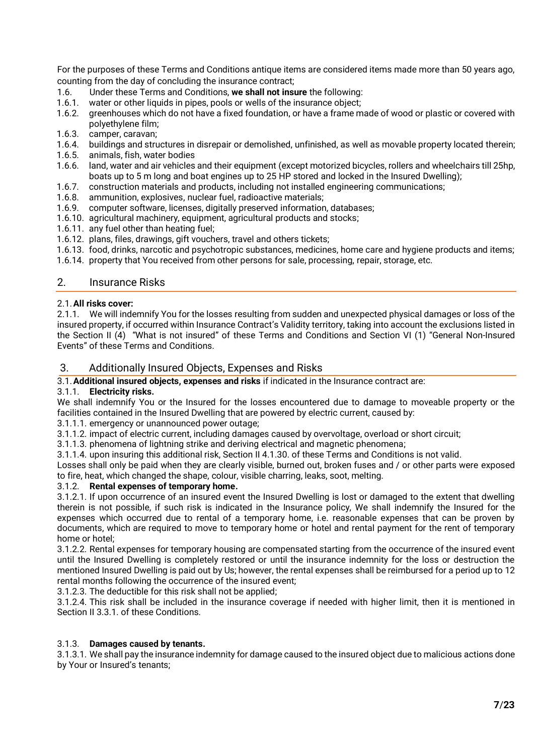For the purposes of these Terms and Conditions antique items are considered items made more than 50 years ago, counting from the day of concluding the insurance contract;

1.6. Under these Terms and Conditions, **we shall not insure** the following:

1.6.1. water or other liquids in pipes, pools or wells of the insurance object;

1.6.2. greenhouses which do not have a fixed foundation, or have a frame made of wood or plastic or covered with polyethylene film;

1.6.3. camper, caravan;

1.6.4. buildings and structures in disrepair or demolished, unfinished, as well as movable property located therein;

1.6.5. animals, fish, water bodies

1.6.6. land, water and air vehicles and their equipment (except motorized bicycles, rollers and wheelchairs till 25hp, boats up to 5 m long and boat engines up to 25 HP stored and locked in the Insured Dwelling);

1.6.7. construction materials and products, including not installed engineering communications;

1.6.8. ammunition, explosives, nuclear fuel, radioactive materials;

1.6.9. computer software, licenses, digitally preserved information, databases;

1.6.10. agricultural machinery, equipment, agricultural products and stocks;

1.6.11. any fuel other than heating fuel;

1.6.12. plans, files, drawings, gift vouchers, travel and others tickets;

1.6.13. food, drinks, narcotic and psychotropic substances, medicines, home care and hygiene products and items;

1.6.14. property that You received from other persons for sale, processing, repair, storage, etc.

## 2. Insurance Risks

2.1. **All risks cover:**

2.1.1. We will indemnify You for the losses resulting from sudden and unexpected physical damages or loss of the insured property, if occurred within Insurance Contract's Validity territory, taking into account the exclusions listed in the Section II (4) "What is not insured" of these Terms and Conditions and Section VI (1) "General Non-Insured Events" of these Terms and Conditions.

## 3. Additionally Insured Objects, Expenses and Risks

3.1. **Additional insured objects, expenses and risks** if indicated in the Insurance contract are:

3.1.1. **Electricity risks.**

We shall indemnify You or the Insured for the losses encountered due to damage to moveable property or the facilities contained in the Insured Dwelling that are powered by electric current, caused by:

3.1.1.1. emergency or unannounced power outage;

3.1.1.2. impact of electric current, including damages caused by overvoltage, overload or short circuit;

3.1.1.3. phenomena of lightning strike and deriving electrical and magnetic phenomena;

3.1.1.4. upon insuring this additional risk, Section II 4.1.30. of these Terms and Conditions is not valid.

Losses shall only be paid when they are clearly visible, burned out, broken fuses and / or other parts were exposed to fire, heat, which changed the shape, colour, visible charring, leaks, soot, melting.

3.1.2. **Rental expenses of temporary home.**

3.1.2.1. If upon occurrence of an insured event the Insured Dwelling is lost or damaged to the extent that dwelling therein is not possible, if such risk is indicated in the Insurance policy, We shall indemnify the Insured for the expenses which occurred due to rental of a temporary home, i.e. reasonable expenses that can be proven by documents, which are required to move to temporary home or hotel and rental payment for the rent of temporary home or hotel;

3.1.2.2. Rental expenses for temporary housing are compensated starting from the occurrence of the insured event until the Insured Dwelling is completely restored or until the insurance indemnity for the loss or destruction the mentioned Insured Dwelling is paid out by Us; however, the rental expenses shall be reimbursed for a period up to 12 rental months following the occurrence of the insured event;

3.1.2.3. The deductible for this risk shall not be applied;

3.1.2.4. This risk shall be included in the insurance coverage if needed with higher limit, then it is mentioned in Section II 3.3.1. of these Conditions.

3.1.3. **Damages caused by tenants.**

3.1.3.1. We shall pay the insurance indemnity for damage caused to the insured object due to malicious actions done by Your or Insured's tenants;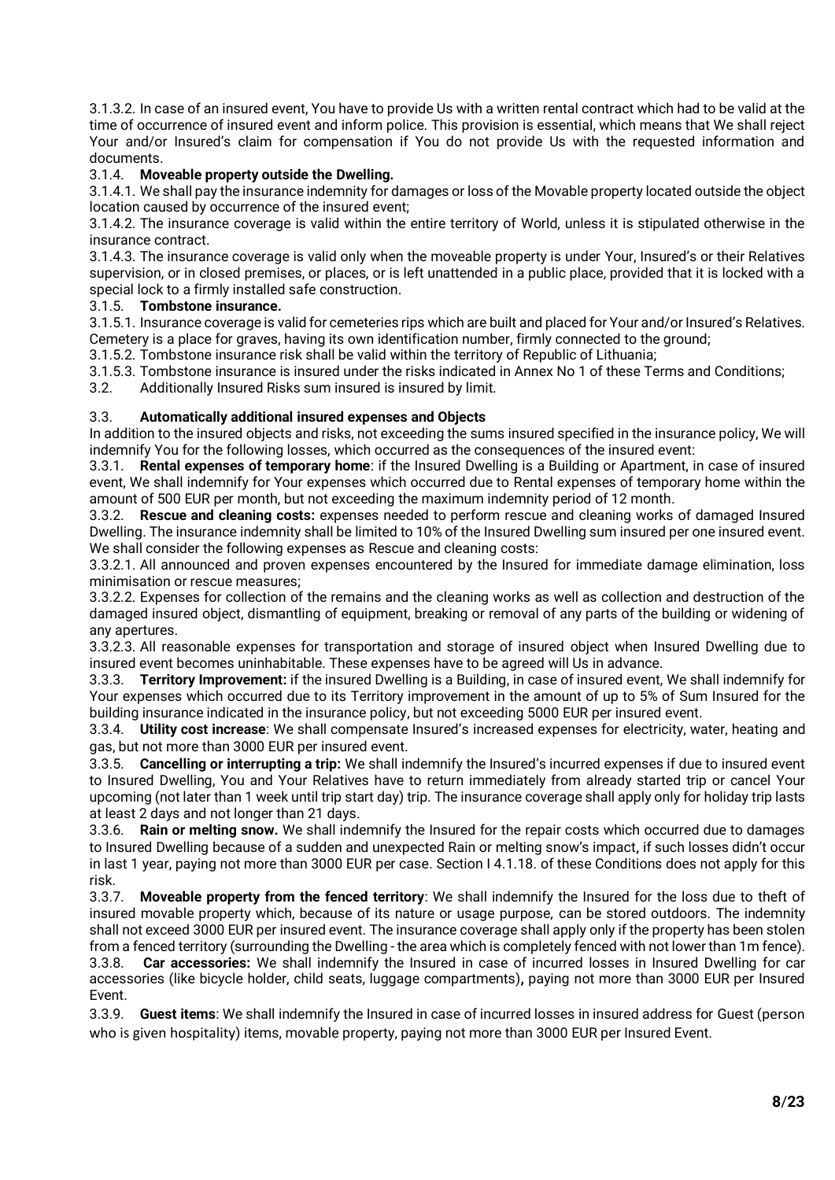3.1.3.2. In case of an insured event, You have to provide Us with a written rental contract which had to be valid at the time of occurrence of insured event and inform police. This provision is essential, which means that We shall reject Your and/or Insured's claim for compensation if You do not provide Us with the requested information and documents.

3.1.4. **Moveable property outside the Dwelling.**

3.1.4.1. We shall pay the insurance indemnity for damages or loss of the Movable property located outside the object location caused by occurrence of the insured event;

3.1.4.2. The insurance coverage is valid within the entire territory of World, unless it is stipulated otherwise in the insurance contract.

3.1.4.3. The insurance coverage is valid only when the moveable property is under Your, Insured's or their Relatives supervision, or in closed premises, or places, or is left unattended in a public place, provided that it is locked with a special lock to a firmly installed safe construction.

3.1.5. **Tombstone insurance.**

3.1.5.1. Insurance coverage is valid for cemeteries rips which are built and placed for Your and/or Insured's Relatives. Cemetery is a place for graves, having its own identification number, firmly connected to the ground;

3.1.5.2. Tombstone insurance risk shall be valid within the territory of Republic of Lithuania;

3.1.5.3. Tombstone insurance is insured under the risks indicated in Annex No 1 of these Terms and Conditions;

3.2. Additionally Insured Risks sum insured is insured by limit.

3.3. **Automatically additional insured expenses and Objects**

In addition to the insured objects and risks, not exceeding the sums insured specified in the insurance policy, We will indemnify You for the following losses, which occurred as the consequences of the insured event:

3.3.1. **Rental expenses of temporary home**: if the Insured Dwelling is a Building or Apartment, in case of insured event, We shall indemnify for Your expenses which occurred due to Rental expenses of temporary home within the amount of 500 EUR per month, but not exceeding the maximum indemnity period of 12 month.

3.3.2. **Rescue and cleaning costs:** expenses needed to perform rescue and cleaning works of damaged Insured Dwelling. The insurance indemnity shall be limited to 10% of the Insured Dwelling sum insured per one insured event. We shall consider the following expenses as Rescue and cleaning costs:

3.3.2.1. All announced and proven expenses encountered by the Insured for immediate damage elimination, loss minimisation or rescue measures;

3.3.2.2. Expenses for collection of the remains and the cleaning works as well as collection and destruction of the damaged insured object, dismantling of equipment, breaking or removal of any parts of the building or widening of any apertures.

3.3.2.3. All reasonable expenses for transportation and storage of insured object when Insured Dwelling due to insured event becomes uninhabitable. These expenses have to be agreed will Us in advance.

3.3.3. **Territory Improvement:** if the insured Dwelling is a Building, in case of insured event, We shall indemnify for Your expenses which occurred due to its Territory improvement in the amount of up to 5% of Sum Insured for the building insurance indicated in the insurance policy, but not exceeding 5000 EUR per insured event.

3.3.4. **Utility cost increase**: We shall compensate Insured's increased expenses for electricity, water, heating and gas, but not more than 3000 EUR per insured event.

3.3.5. **Cancelling or interrupting a trip:** We shall indemnify the Insured's incurred expenses if due to insured event to Insured Dwelling, You and Your Relatives have to return immediately from already started trip or cancel Your upcoming (not later than 1 week until trip start day) trip. The insurance coverage shall apply only for holiday trip lasts at least 2 days and not longer than 21 days.

3.3.6. **Rain or melting snow.** We shall indemnify the Insured for the repair costs which occurred due to damages to Insured Dwelling because of a sudden and unexpected Rain or melting snow's impact, if such losses didn't occur in last 1 year, paying not more than 3000 EUR per case. Section I 4.1.18. of these Conditions does not apply for this risk.

3.3.7. **Moveable property from the fenced territory**: We shall indemnify the Insured for the loss due to theft of insured movable property which, because of its nature or usage purpose, can be stored outdoors. The indemnity shall not exceed 3000 EUR per insured event. The insurance coverage shall apply only if the property has been stolen from a fenced territory (surrounding the Dwelling - the area which is completely fenced with not lower than 1m fence).

3.3.8. **Car accessories:** We shall indemnify the Insured in case of incurred losses in Insured Dwelling for car accessories (like bicycle holder, child seats, luggage compartments)**,** paying not more than 3000 EUR per Insured Event.

3.3.9. **Guest items**: We shall indemnify the Insured in case of incurred losses in insured address for Guest (person who is given hospitality) items, movable property, paying not more than 3000 EUR per Insured Event.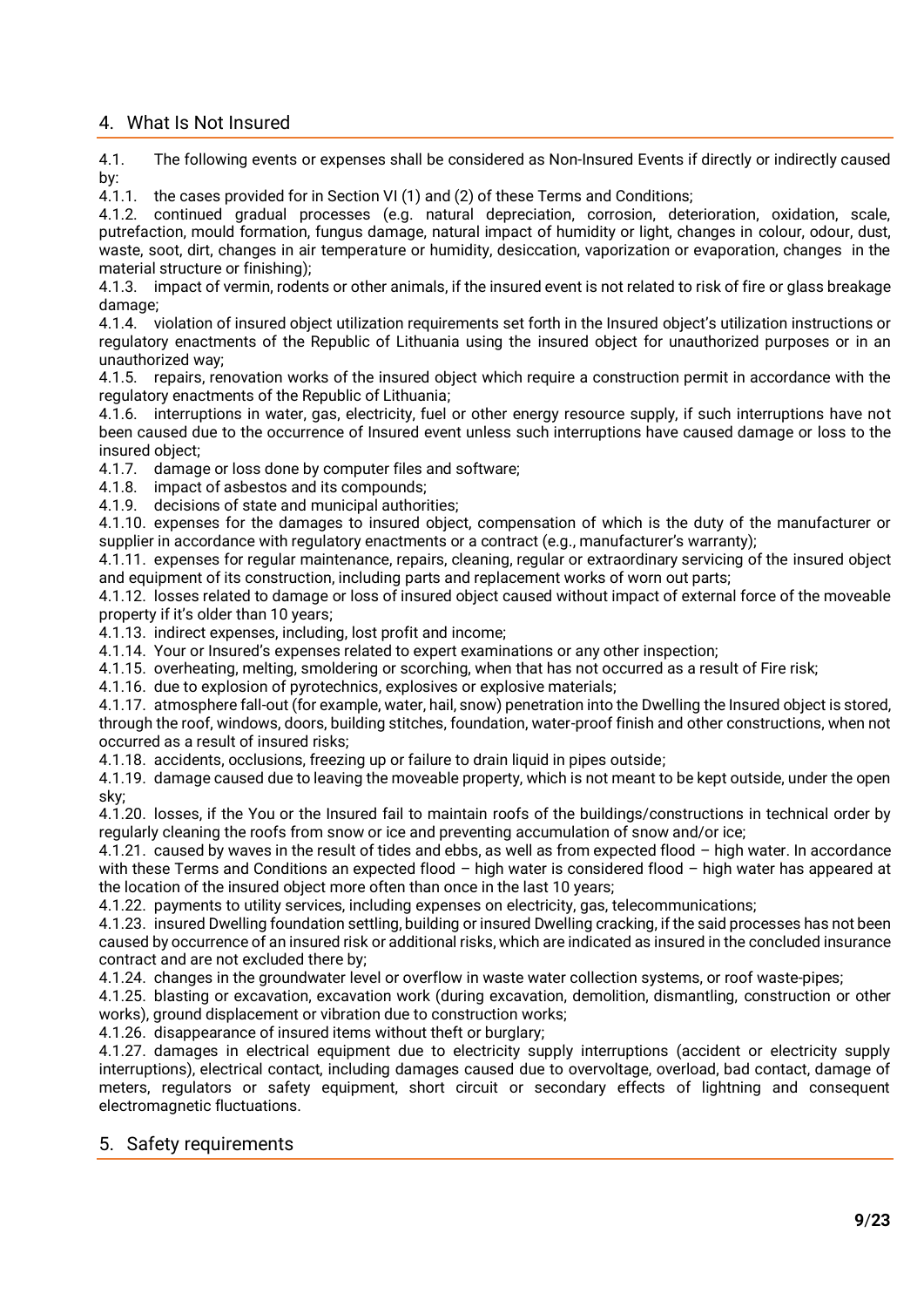## 4. What Is Not Insured

4.1. The following events or expenses shall be considered as Non-Insured Events if directly or indirectly caused by:

4.1.1. the cases provided for in Section VI (1) and (2) of these Terms and Conditions;

4.1.2. continued gradual processes (e.g. natural depreciation, corrosion, deterioration, oxidation, scale, putrefaction, mould formation, fungus damage, natural impact of humidity or light, changes in colour, odour, dust, waste, soot, dirt, changes in air temperature or humidity, desiccation, vaporization or evaporation, changes in the material structure or finishing);

4.1.3. impact of vermin, rodents or other animals, if the insured event is not related to risk of fire or glass breakage damage;

4.1.4. violation of insured object utilization requirements set forth in the Insured object's utilization instructions or regulatory enactments of the Republic of Lithuania using the insured object for unauthorized purposes or in an unauthorized way;

4.1.5. repairs, renovation works of the insured object which require a construction permit in accordance with the regulatory enactments of the Republic of Lithuania;

4.1.6. interruptions in water, gas, electricity, fuel or other energy resource supply, if such interruptions have not been caused due to the occurrence of Insured event unless such interruptions have caused damage or loss to the insured object;

4.1.7. damage or loss done by computer files and software;

4.1.8. impact of asbestos and its compounds;

4.1.9. decisions of state and municipal authorities;

4.1.10. expenses for the damages to insured object, compensation of which is the duty of the manufacturer or supplier in accordance with regulatory enactments or a contract (e.g., manufacturer's warranty);

4.1.11. expenses for regular maintenance, repairs, cleaning, regular or extraordinary servicing of the insured object and equipment of its construction, including parts and replacement works of worn out parts;

4.1.12. losses related to damage or loss of insured object caused without impact of external force of the moveable property if it's older than 10 years;

4.1.13. indirect expenses, including, lost profit and income;

4.1.14. Your or Insured's expenses related to expert examinations or any other inspection;

4.1.15. overheating, melting, smoldering or scorching, when that has not occurred as a result of Fire risk;

4.1.16. due to explosion of pyrotechnics, explosives or explosive materials;

4.1.17. atmosphere fall-out (for example, water, hail, snow) penetration into the Dwelling the Insured object is stored, through the roof, windows, doors, building stitches, foundation, water-proof finish and other constructions, when not occurred as a result of insured risks;

4.1.18. accidents, occlusions, freezing up or failure to drain liquid in pipes outside;

4.1.19. damage caused due to leaving the moveable property, which is not meant to be kept outside, under the open sky;

4.1.20. losses, if the You or the Insured fail to maintain roofs of the buildings/constructions in technical order by regularly cleaning the roofs from snow or ice and preventing accumulation of snow and/or ice;

4.1.21. caused by waves in the result of tides and ebbs, as well as from expected flood – high water. In accordance with these Terms and Conditions an expected flood – high water is considered flood – high water has appeared at the location of the insured object more often than once in the last 10 years;

4.1.22. payments to utility services, including expenses on electricity, gas, telecommunications;

4.1.23. insured Dwelling foundation settling, building or insured Dwelling cracking, if the said processes has not been caused by occurrence of an insured risk or additional risks, which are indicated as insured in the concluded insurance contract and are not excluded there by;

4.1.24. changes in the groundwater level or overflow in waste water collection systems, or roof waste-pipes;

4.1.25. blasting or excavation, excavation work (during excavation, demolition, dismantling, construction or other works), ground displacement or vibration due to construction works;

4.1.26. disappearance of insured items without theft or burglary;

4.1.27. damages in electrical equipment due to electricity supply interruptions (accident or electricity supply interruptions), electrical contact, including damages caused due to overvoltage, overload, bad contact, damage of meters, regulators or safety equipment, short circuit or secondary effects of lightning and consequent electromagnetic fluctuations.

## 5. Safety requirements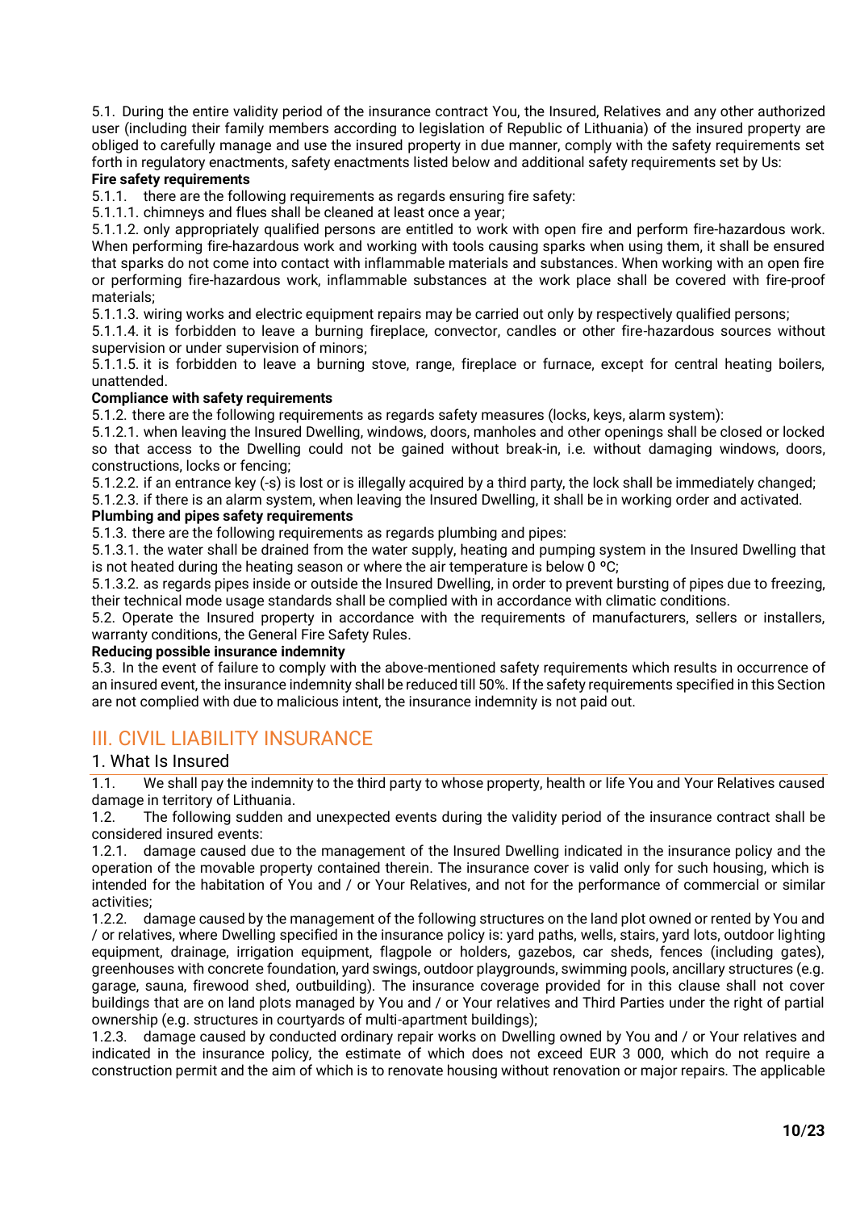5.1. During the entire validity period of the insurance contract You, the Insured, Relatives and any other authorized user (including their family members according to legislation of Republic of Lithuania) of the insured property are obliged to carefully manage and use the insured property in due manner, comply with the safety requirements set forth in regulatory enactments, safety enactments listed below and additional safety requirements set by Us:

**Fire safety requirements**

5.1.1. there are the following requirements as regards ensuring fire safety:

5.1.1.1. chimneys and flues shall be cleaned at least once a year;

5.1.1.2. only appropriately qualified persons are entitled to work with open fire and perform fire-hazardous work. When performing fire-hazardous work and working with tools causing sparks when using them, it shall be ensured that sparks do not come into contact with inflammable materials and substances. When working with an open fire or performing fire-hazardous work, inflammable substances at the work place shall be covered with fire-proof materials;

5.1.1.3. wiring works and electric equipment repairs may be carried out only by respectively qualified persons;

5.1.1.4. it is forbidden to leave a burning fireplace, convector, candles or other fire-hazardous sources without supervision or under supervision of minors;

5.1.1.5. it is forbidden to leave a burning stove, range, fireplace or furnace, except for central heating boilers, unattended.

**Compliance with safety requirements**

5.1.2. there are the following requirements as regards safety measures (locks, keys, alarm system):

5.1.2.1. when leaving the Insured Dwelling, windows, doors, manholes and other openings shall be closed or locked so that access to the Dwelling could not be gained without break-in, i.e. without damaging windows, doors, constructions, locks or fencing;

5.1.2.2. if an entrance key (-s) is lost or is illegally acquired by a third party, the lock shall be immediately changed;

5.1.2.3. if there is an alarm system, when leaving the Insured Dwelling, it shall be in working order and activated.

**Plumbing and pipes safety requirements**

5.1.3. there are the following requirements as regards plumbing and pipes:

5.1.3.1. the water shall be drained from the water supply, heating and pumping system in the Insured Dwelling that is not heated during the heating season or where the air temperature is below 0 ºC;

5.1.3.2. as regards pipes inside or outside the Insured Dwelling, in order to prevent bursting of pipes due to freezing, their technical mode usage standards shall be complied with in accordance with climatic conditions.

5.2. Operate the Insured property in accordance with the requirements of manufacturers, sellers or installers, warranty conditions, the General Fire Safety Rules.

**Reducing possible insurance indemnity**

5.3. In the event of failure to comply with the above-mentioned safety requirements which results in occurrence of an insured event, the insurance indemnity shall be reduced till 50%. If the safety requirements specified in this Section are not complied with due to malicious intent, the insurance indemnity is not paid out.

# III. CIVIL LIABILITY INSURANCE

## 1. What Is Insured

1.1. We shall pay the indemnity to the third party to whose property, health or life You and Your Relatives caused damage in territory of Lithuania.

1.2. The following sudden and unexpected events during the validity period of the insurance contract shall be considered insured events:

1.2.1. damage caused due to the management of the Insured Dwelling indicated in the insurance policy and the operation of the movable property contained therein. The insurance cover is valid only for such housing, which is intended for the habitation of You and / or Your Relatives, and not for the performance of commercial or similar activities;

1.2.2. damage caused by the management of the following structures on the land plot owned or rented by You and / or relatives, where Dwelling specified in the insurance policy is: yard paths, wells, stairs, yard lots, outdoor lighting equipment, drainage, irrigation equipment, flagpole or holders, gazebos, car sheds, fences (including gates), greenhouses with concrete foundation, yard swings, outdoor playgrounds, swimming pools, ancillary structures (e.g. garage, sauna, firewood shed, outbuilding). The insurance coverage provided for in this clause shall not cover buildings that are on land plots managed by You and / or Your relatives and Third Parties under the right of partial ownership (e.g. structures in courtyards of multi-apartment buildings);

1.2.3. damage caused by conducted ordinary repair works on Dwelling owned by You and / or Your relatives and indicated in the insurance policy, the estimate of which does not exceed EUR 3 000, which do not require a construction permit and the aim of which is to renovate housing without renovation or major repairs. The applicable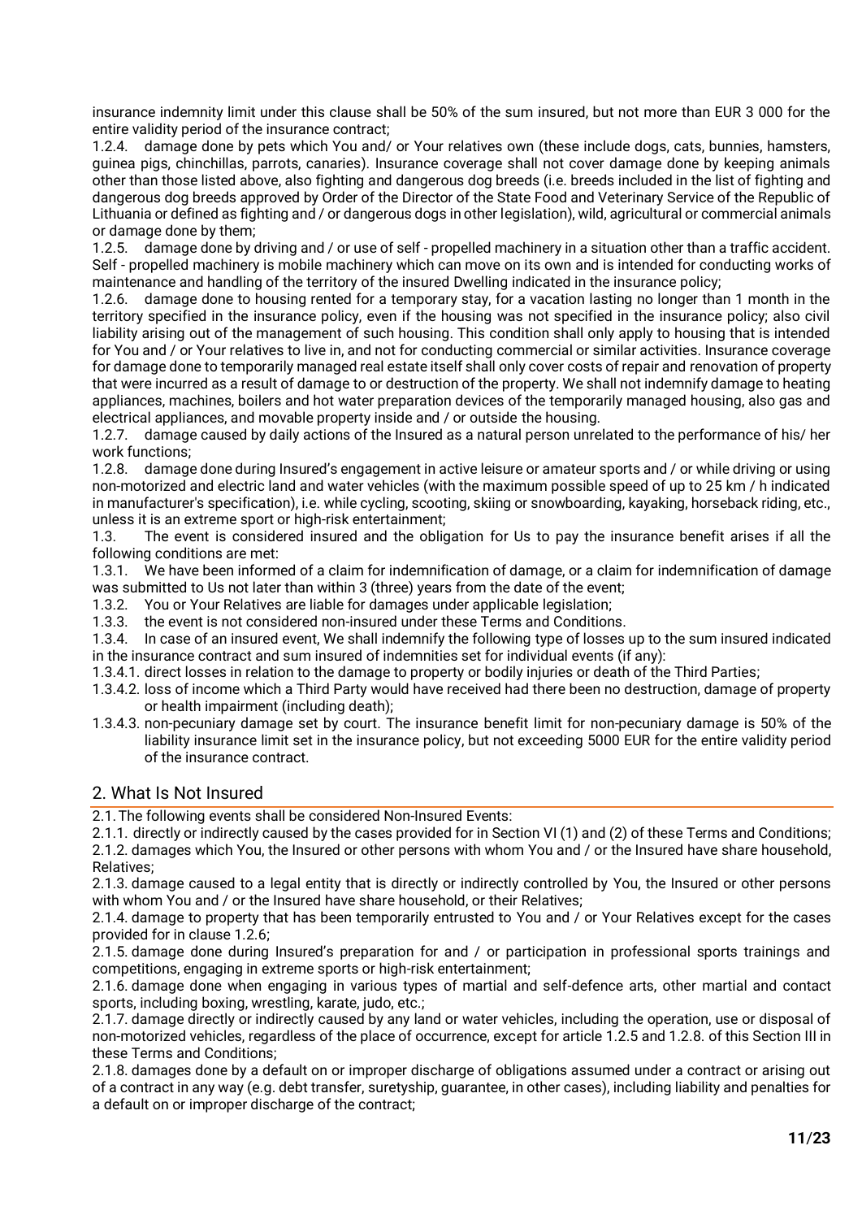insurance indemnity limit under this clause shall be 50% of the sum insured, but not more than EUR 3 000 for the entire validity period of the insurance contract;

1.2.4. damage done by pets which You and/ or Your relatives own (these include dogs, cats, bunnies, hamsters, guinea pigs, chinchillas, parrots, canaries). Insurance coverage shall not cover damage done by keeping animals other than those listed above, also fighting and dangerous dog breeds (i.e. breeds included in the list of fighting and dangerous dog breeds approved by Order of the Director of the State Food and Veterinary Service of the Republic of Lithuania or defined as fighting and / or dangerous dogs in other legislation), wild, agricultural or commercial animals or damage done by them;

1.2.5. damage done by driving and / or use of self - propelled machinery in a situation other than a traffic accident. Self - propelled machinery is mobile machinery which can move on its own and is intended for conducting works of maintenance and handling of the territory of the insured Dwelling indicated in the insurance policy;

1.2.6. damage done to housing rented for a temporary stay, for a vacation lasting no longer than 1 month in the territory specified in the insurance policy, even if the housing was not specified in the insurance policy; also civil liability arising out of the management of such housing. This condition shall only apply to housing that is intended for You and / or Your relatives to live in, and not for conducting commercial or similar activities. Insurance coverage for damage done to temporarily managed real estate itself shall only cover costs of repair and renovation of property that were incurred as a result of damage to or destruction of the property. We shall not indemnify damage to heating appliances, machines, boilers and hot water preparation devices of the temporarily managed housing, also gas and electrical appliances, and movable property inside and / or outside the housing.

1.2.7. damage caused by daily actions of the Insured as a natural person unrelated to the performance of his/ her work functions;

1.2.8. damage done during Insured's engagement in active leisure or amateur sports and / or while driving or using non-motorized and electric land and water vehicles (with the maximum possible speed of up to 25 km / h indicated in manufacturer's specification), i.e. while cycling, scooting, skiing or snowboarding, kayaking, horseback riding, etc., unless it is an extreme sport or high-risk entertainment;

1.3. The event is considered insured and the obligation for Us to pay the insurance benefit arises if all the following conditions are met:

1.3.1. We have been informed of a claim for indemnification of damage, or a claim for indemnification of damage was submitted to Us not later than within 3 (three) years from the date of the event;

1.3.2. You or Your Relatives are liable for damages under applicable legislation;

1.3.3. the event is not considered non-insured under these Terms and Conditions.

1.3.4. In case of an insured event, We shall indemnify the following type of losses up to the sum insured indicated in the insurance contract and sum insured of indemnities set for individual events (if any):

1.3.4.1. direct losses in relation to the damage to property or bodily injuries or death of the Third Parties;

1.3.4.2. loss of income which a Third Party would have received had there been no destruction, damage of property or health impairment (including death);

1.3.4.3. non-pecuniary damage set by court. The insurance benefit limit for non-pecuniary damage is 50% of the liability insurance limit set in the insurance policy, but not exceeding 5000 EUR for the entire validity period of the insurance contract.

## 2. What Is Not Insured

2.1. The following events shall be considered Non-Insured Events:

2.1.1. directly or indirectly caused by the cases provided for in Section VI (1) and (2) of these Terms and Conditions;

2.1.2. damages which You, the Insured or other persons with whom You and / or the Insured have share household, Relatives;

2.1.3. damage caused to a legal entity that is directly or indirectly controlled by You, the Insured or other persons with whom You and / or the Insured have share household, or their Relatives;

2.1.4. damage to property that has been temporarily entrusted to You and / or Your Relatives except for the cases provided for in clause 1.2.6;

2.1.5. damage done during Insured's preparation for and / or participation in professional sports trainings and competitions, engaging in extreme sports or high-risk entertainment;

2.1.6. damage done when engaging in various types of martial and self-defence arts, other martial and contact sports, including boxing, wrestling, karate, judo, etc.;

2.1.7. damage directly or indirectly caused by any land or water vehicles, including the operation, use or disposal of non-motorized vehicles, regardless of the place of occurrence, except for article 1.2.5 and 1.2.8. of this Section III in these Terms and Conditions;

2.1.8. damages done by a default on or improper discharge of obligations assumed under a contract or arising out of a contract in any way (e.g. debt transfer, suretyship, guarantee, in other cases), including liability and penalties for a default on or improper discharge of the contract;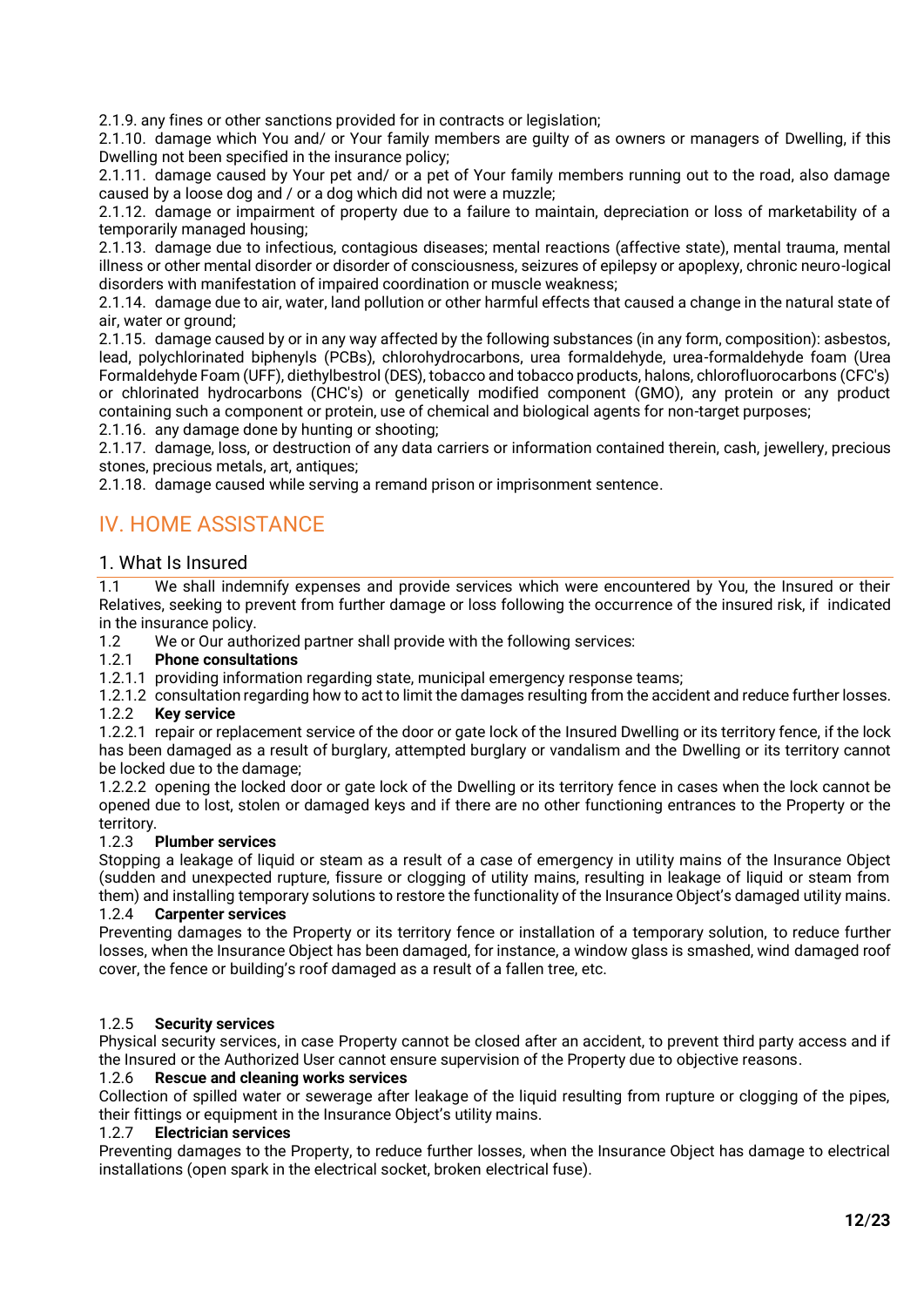2.1.9. any fines or other sanctions provided for in contracts or legislation;

2.1.10. damage which You and/ or Your family members are guilty of as owners or managers of Dwelling, if this Dwelling not been specified in the insurance policy;

2.1.11. damage caused by Your pet and/ or a pet of Your family members running out to the road, also damage caused by a loose dog and / or a dog which did not were a muzzle;

2.1.12. damage or impairment of property due to a failure to maintain, depreciation or loss of marketability of a temporarily managed housing;

2.1.13. damage due to infectious, contagious diseases; mental reactions (affective state), mental trauma, mental illness or other mental disorder or disorder of consciousness, seizures of epilepsy or apoplexy, chronic neuro-logical disorders with manifestation of impaired coordination or muscle weakness;

2.1.14. damage due to air, water, land pollution or other harmful effects that caused a change in the natural state of air, water or ground;

2.1.15. damage caused by or in any way affected by the following substances (in any form, composition): asbestos, lead, polychlorinated biphenyls (PCBs), chlorohydrocarbons, urea formaldehyde, urea-formaldehyde foam (Urea Formaldehyde Foam (UFF), diethylbestrol (DES), tobacco and tobacco products, halons, chlorofluorocarbons (CFC's) or chlorinated hydrocarbons (CHC's) or genetically modified component (GMO), any protein or any product containing such a component or protein, use of chemical and biological agents for non-target purposes;

2.1.16. any damage done by hunting or shooting;

2.1.17. damage, loss, or destruction of any data carriers or information contained therein, cash, jewellery, precious stones, precious metals, art, antiques;

2.1.18. damage caused while serving a remand prison or imprisonment sentence.

# IV. HOME ASSISTANCE

## 1. What Is Insured

1.1 We shall indemnify expenses and provide services which were encountered by You, the Insured or their Relatives, seeking to prevent from further damage or loss following the occurrence of the insured risk, if indicated in the insurance policy.

1.2 We or Our authorized partner shall provide with the following services:

1.2.1 **Phone consultations**

1.2.1.1 providing information regarding state, municipal emergency response teams;

1.2.1.2 consultation regarding how to act to limit the damages resulting from the accident and reduce further losses.

1.2.2 **Key service**

1.2.2.1 repair or replacement service of the door or gate lock of the Insured Dwelling or its territory fence, if the lock has been damaged as a result of burglary, attempted burglary or vandalism and the Dwelling or its territory cannot be locked due to the damage;

1.2.2.2 opening the locked door or gate lock of the Dwelling or its territory fence in cases when the lock cannot be opened due to lost, stolen or damaged keys and if there are no other functioning entrances to the Property or the territory.

1.2.3 **Plumber services**

Stopping a leakage of liquid or steam as a result of a case of emergency in utility mains of the Insurance Object (sudden and unexpected rupture, fissure or clogging of utility mains, resulting in leakage of liquid or steam from them) and installing temporary solutions to restore the functionality of the Insurance Object's damaged utility mains.

1.2.4 **Carpenter services**

Preventing damages to the Property or its territory fence or installation of a temporary solution, to reduce further losses, when the Insurance Object has been damaged, for instance, a window glass is smashed, wind damaged roof cover, the fence or building's roof damaged as a result of a fallen tree, etc.

1.2.5 **Security services**

Physical security services, in case Property cannot be closed after an accident, to prevent third party access and if the Insured or the Authorized User cannot ensure supervision of the Property due to objective reasons.

1.2.6 **Rescue and cleaning works services**

Collection of spilled water or sewerage after leakage of the liquid resulting from rupture or clogging of the pipes, their fittings or equipment in the Insurance Object's utility mains.

1.2.7 **Electrician services**

Preventing damages to the Property, to reduce further losses, when the Insurance Object has damage to electrical installations (open spark in the electrical socket, broken electrical fuse).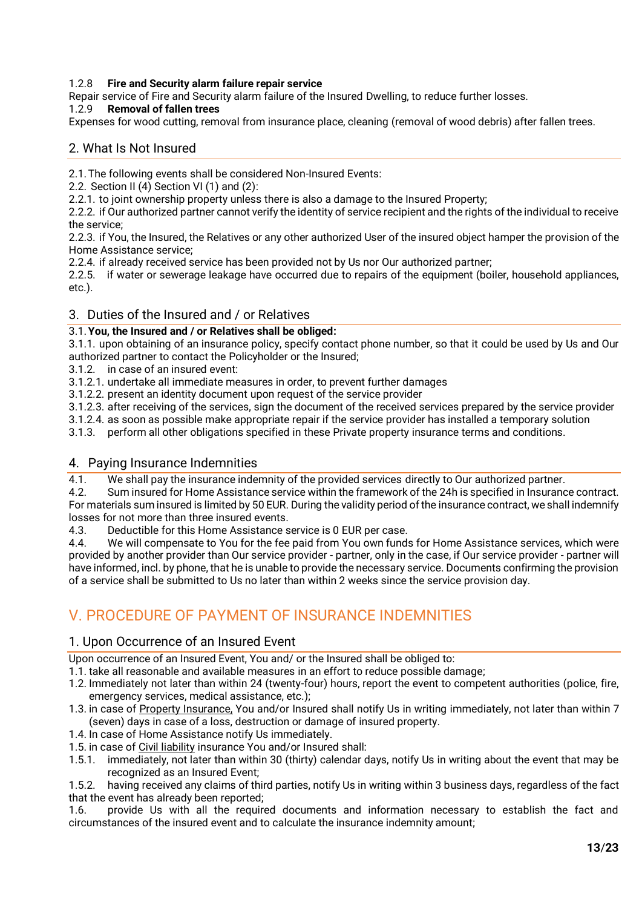1.2.8 **Fire and Security alarm failure repair service**

Repair service of Fire and Security alarm failure of the Insured Dwelling, to reduce further losses.

1.2.9 **Removal of fallen trees**

Expenses for wood cutting, removal from insurance place, cleaning (removal of wood debris) after fallen trees.

## 2. What Is Not Insured

2.1. The following events shall be considered Non-Insured Events:

2.2. Section II (4) Section VI (1) and (2):

2.2.1. to joint ownership property unless there is also a damage to the Insured Property;

2.2.2. if Our authorized partner cannot verify the identity of service recipient and the rights of the individual to receive the service;

2.2.3. if You, the Insured, the Relatives or any other authorized User of the insured object hamper the provision of the Home Assistance service;

2.2.4. if already received service has been provided not by Us nor Our authorized partner;

2.2.5. if water or sewerage leakage have occurred due to repairs of the equipment (boiler, household appliances, etc.).

## 3. Duties of the Insured and / or Relatives

3.1. **You, the Insured and / or Relatives shall be obliged:**

3.1.1. upon obtaining of an insurance policy, specify contact phone number, so that it could be used by Us and Our authorized partner to contact the Policyholder or the Insured;

3.1.2. in case of an insured event:

3.1.2.1. undertake all immediate measures in order, to prevent further damages

3.1.2.2. present an identity document upon request of the service provider

3.1.2.3. after receiving of the services, sign the document of the received services prepared by the service provider

3.1.2.4. as soon as possible make appropriate repair if the service provider has installed a temporary solution

3.1.3. perform all other obligations specified in these Private property insurance terms and conditions.

## 4. Paying Insurance Indemnities

4.1. We shall pay the insurance indemnity of the provided services directly to Our authorized partner.

4.2. Sum insured for Home Assistance service within the framework of the 24h is specified in Insurance contract. For materials sum insured is limited by 50 EUR. During the validity period of the insurance contract, we shall indemnify losses for not more than three insured events.

4.3. Deductible for this Home Assistance service is 0 EUR per case.

4.4. We will compensate to You for the fee paid from You own funds for Home Assistance services, which were provided by another provider than Our service provider - partner, only in the case, if Our service provider - partner will have informed, incl. by phone, that he is unable to provide the necessary service. Documents confirming the provision of a service shall be submitted to Us no later than within 2 weeks since the service provision day.

# V. PROCEDURE OF PAYMENT OF INSURANCE INDEMNITIES

## 1. Upon Occurrence of an Insured Event

Upon occurrence of an Insured Event, You and/ or the Insured shall be obliged to:

1.1. take all reasonable and available measures in an effort to reduce possible damage;

1.2. Immediately not later than within 24 (twenty-four) hours, report the event to competent authorities (police, fire, emergency services, medical assistance, etc.);

1.3. in case of Property Insurance, You and/or Insured shall notify Us in writing immediately, not later than within 7 (seven) days in case of a loss, destruction or damage of insured property.

1.4. In case of Home Assistance notify Us immediately.

1.5. in case of Civil liability insurance You and/or Insured shall:

1.5.1. immediately, not later than within 30 (thirty) calendar days, notify Us in writing about the event that may be recognized as an Insured Event;

1.5.2. having received any claims of third parties, notify Us in writing within 3 business days, regardless of the fact that the event has already been reported;

1.6. provide Us with all the required documents and information necessary to establish the fact and circumstances of the insured event and to calculate the insurance indemnity amount;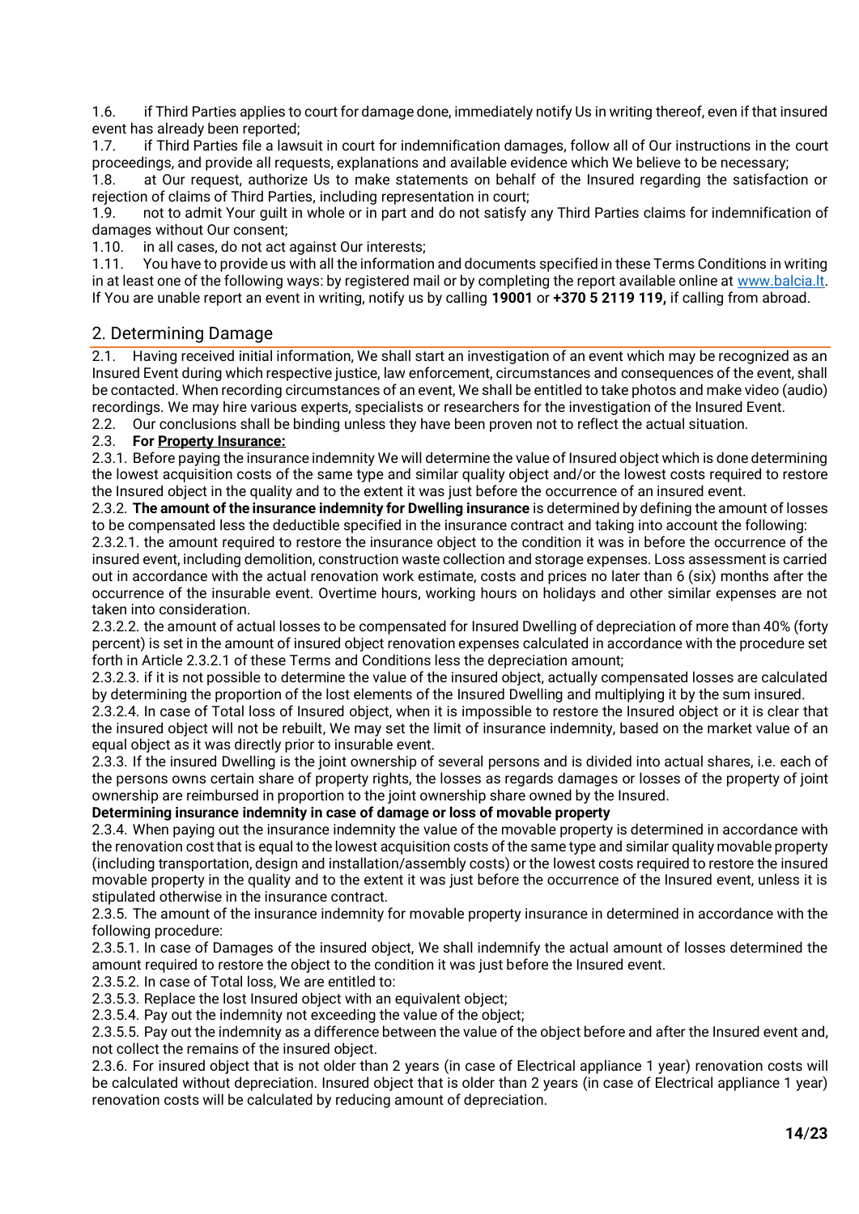1.6. if Third Parties applies to court for damage done, immediately notify Us in writing thereof, even if that insured event has already been reported;

1.7. if Third Parties file a lawsuit in court for indemnification damages, follow all of Our instructions in the court proceedings, and provide all requests, explanations and available evidence which We believe to be necessary;

1.8. at Our request, authorize Us to make statements on behalf of the Insured regarding the satisfaction or rejection of claims of Third Parties, including representation in court;

1.9. not to admit Your guilt in whole or in part and do not satisfy any Third Parties claims for indemnification of damages without Our consent;

1.10. in all cases, do not act against Our interests;

1.11. You have to provide us with all the information and documents specified in these Terms Conditions in writing in at least one of the following ways: by registered mail or by completing the report available online at [www.balcia.lt](www.balcia.lt). If You are unable report an event in writing, notify us by calling **19001** or **+370 5 2119 119,** if calling from abroad.

## 2. Determining Damage

2.1. Having received initial information, We shall start an investigation of an event which may be recognized as an Insured Event during which respective justice, law enforcement, circumstances and consequences of the event, shall be contacted. When recording circumstances of an event, We shall be entitled to take photos and make video (audio) recordings. We may hire various experts, specialists or researchers for the investigation of the Insured Event.

2.2. Our conclusions shall be binding unless they have been proven not to reflect the actual situation.

2.3. **For Property Insurance:**

2.3.1. Before paying the insurance indemnity We will determine the value of Insured object which is done determining the lowest acquisition costs of the same type and similar quality object and/or the lowest costs required to restore the Insured object in the quality and to the extent it was just before the occurrence of an insured event.

2.3.2. **The amount of the insurance indemnity for Dwelling insurance** is determined by defining the amount of losses to be compensated less the deductible specified in the insurance contract and taking into account the following:

2.3.2.1. the amount required to restore the insurance object to the condition it was in before the occurrence of the insured event, including demolition, construction waste collection and storage expenses. Loss assessment is carried out in accordance with the actual renovation work estimate, costs and prices no later than 6 (six) months after the occurrence of the insurable event. Overtime hours, working hours on holidays and other similar expenses are not taken into consideration.

2.3.2.2. the amount of actual losses to be compensated for Insured Dwelling of depreciation of more than 40% (forty percent) is set in the amount of insured object renovation expenses calculated in accordance with the procedure set forth in Article 2.3.2.1 of these Terms and Conditions less the depreciation amount;

2.3.2.3. if it is not possible to determine the value of the insured object, actually compensated losses are calculated by determining the proportion of the lost elements of the Insured Dwelling and multiplying it by the sum insured.

2.3.2.4. In case of Total loss of Insured object, when it is impossible to restore the Insured object or it is clear that the insured object will not be rebuilt, We may set the limit of insurance indemnity, based on the market value of an equal object as it was directly prior to insurable event.

2.3.3. If the insured Dwelling is the joint ownership of several persons and is divided into actual shares, i.e. each of the persons owns certain share of property rights, the losses as regards damages or losses of the property of joint ownership are reimbursed in proportion to the joint ownership share owned by the Insured.

**Determining insurance indemnity in case of damage or loss of movable property**

2.3.4. When paying out the insurance indemnity the value of the movable property is determined in accordance with the renovation cost that is equal to the lowest acquisition costs of the same type and similar quality movable property (including transportation, design and installation/assembly costs) or the lowest costs required to restore the insured movable property in the quality and to the extent it was just before the occurrence of the Insured event, unless it is stipulated otherwise in the insurance contract.

2.3.5. The amount of the insurance indemnity for movable property insurance in determined in accordance with the following procedure:

2.3.5.1. In case of Damages of the insured object, We shall indemnify the actual amount of losses determined the amount required to restore the object to the condition it was just before the Insured event.

2.3.5.2. In case of Total loss, We are entitled to:

2.3.5.3. Replace the lost Insured object with an equivalent object;

2.3.5.4. Pay out the indemnity not exceeding the value of the object;

2.3.5.5. Pay out the indemnity as a difference between the value of the object before and after the Insured event and, not collect the remains of the insured object.

2.3.6. For insured object that is not older than 2 years (in case of Electrical appliance 1 year) renovation costs will be calculated without depreciation. Insured object that is older than 2 years (in case of Electrical appliance 1 year) renovation costs will be calculated by reducing amount of depreciation.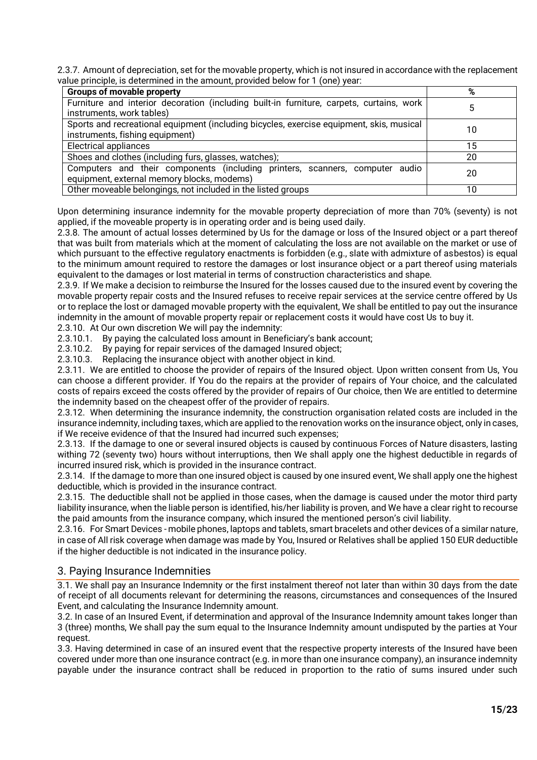2.3.7. Amount of depreciation, set for the movable property, which is not insured in accordance with the replacement value principle, is determined in the amount, provided below for 1 (one) year:

| Groups of movable property | % |
| --- | --- |
| Furniture and interior decoration (including built-in furniture, carpets, curtains, work instruments, work tables) | 5 |
| Sports and recreational equipment (including bicycles, exercise equipment, skis, musical instruments, fishing equipment) | 10 |
| Electrical appliances | 15 |
| Shoes and clothes (including furs, glasses, watches); | 20 |
| Computers and their components (including printers, scanners, computer audio equipment, external memory blocks, modems) | 20 |
| Other moveable belongings, not included in the listed groups | 10 |

Upon determining insurance indemnity for the movable property depreciation of more than 70% (seventy) is not applied, if the moveable property is in operating order and is being used daily.

2.3.8. The amount of actual losses determined by Us for the damage or loss of the Insured object or a part thereof that was built from materials which at the moment of calculating the loss are not available on the market or use of which pursuant to the effective regulatory enactments is forbidden (e.g., slate with admixture of asbestos) is equal to the minimum amount required to restore the damages or lost insurance object or a part thereof using materials equivalent to the damages or lost material in terms of construction characteristics and shape.

2.3.9. If We make a decision to reimburse the Insured for the losses caused due to the insured event by covering the movable property repair costs and the Insured refuses to receive repair services at the service centre offered by Us or to replace the lost or damaged movable property with the equivalent, We shall be entitled to pay out the insurance indemnity in the amount of movable property repair or replacement costs it would have cost Us to buy it.

2.3.10. At Our own discretion We will pay the indemnity:

2.3.10.1. By paying the calculated loss amount in Beneficiary's bank account;

2.3.10.2. By paying for repair services of the damaged Insured object;

2.3.10.3. Replacing the insurance object with another object in kind.

2.3.11. We are entitled to choose the provider of repairs of the Insured object. Upon written consent from Us, You can choose a different provider. If You do the repairs at the provider of repairs of Your choice, and the calculated costs of repairs exceed the costs offered by the provider of repairs of Our choice, then We are entitled to determine the indemnity based on the cheapest offer of the provider of repairs.

2.3.12. When determining the insurance indemnity, the construction organisation related costs are included in the insurance indemnity, including taxes, which are applied to the renovation works on the insurance object, only in cases, if We receive evidence of that the Insured had incurred such expenses;

2.3.13. If the damage to one or several insured objects is caused by continuous Forces of Nature disasters, lasting withing 72 (seventy two) hours without interruptions, then We shall apply one the highest deductible in regards of incurred insured risk, which is provided in the insurance contract.

2.3.14. If the damage to more than one insured object is caused by one insured event, We shall apply one the highest deductible, which is provided in the insurance contract.

2.3.15. The deductible shall not be applied in those cases, when the damage is caused under the motor third party liability insurance, when the liable person is identified, his/her liability is proven, and We have a clear right to recourse the paid amounts from the insurance company, which insured the mentioned person's civil liability.

2.3.16. For Smart Devices - mobile phones, laptops and tablets, smart bracelets and other devices of a similar nature, in case of All risk coverage when damage was made by You, Insured or Relatives shall be applied 150 EUR deductible if the higher deductible is not indicated in the insurance policy.

## 3. Paying Insurance Indemnities

3.1. We shall pay an Insurance Indemnity or the first instalment thereof not later than within 30 days from the date of receipt of all documents relevant for determining the reasons, circumstances and consequences of the Insured Event, and calculating the Insurance Indemnity amount.

3.2. In case of an Insured Event, if determination and approval of the Insurance Indemnity amount takes longer than 3 (three) months, We shall pay the sum equal to the Insurance Indemnity amount undisputed by the parties at Your request.

3.3. Having determined in case of an insured event that the respective property interests of the Insured have been covered under more than one insurance contract (e.g. in more than one insurance company), an insurance indemnity payable under the insurance contract shall be reduced in proportion to the ratio of sums insured under such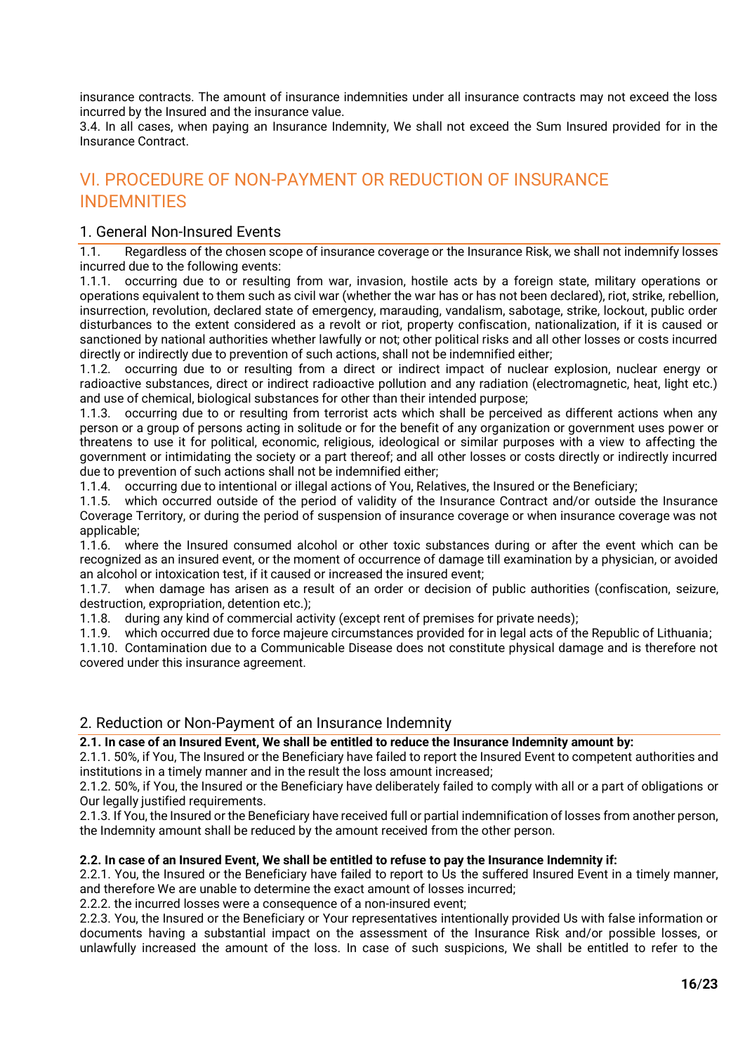insurance contracts. The amount of insurance indemnities under all insurance contracts may not exceed the loss incurred by the Insured and the insurance value.

3.4. In all cases, when paying an Insurance Indemnity, We shall not exceed the Sum Insured provided for in the Insurance Contract.

# VI. PROCEDURE OF NON-PAYMENT OR REDUCTION OF INSURANCE INDEMNITIES

## 1. General Non-Insured Events

1.1. Regardless of the chosen scope of insurance coverage or the Insurance Risk, we shall not indemnify losses incurred due to the following events:

1.1.1. occurring due to or resulting from war, invasion, hostile acts by a foreign state, military operations or operations equivalent to them such as civil war (whether the war has or has not been declared), riot, strike, rebellion, insurrection, revolution, declared state of emergency, marauding, vandalism, sabotage, strike, lockout, public order disturbances to the extent considered as a revolt or riot, property confiscation, nationalization, if it is caused or sanctioned by national authorities whether lawfully or not; other political risks and all other losses or costs incurred directly or indirectly due to prevention of such actions, shall not be indemnified either;

1.1.2. occurring due to or resulting from a direct or indirect impact of nuclear explosion, nuclear energy or radioactive substances, direct or indirect radioactive pollution and any radiation (electromagnetic, heat, light etc.) and use of chemical, biological substances for other than their intended purpose;

1.1.3. occurring due to or resulting from terrorist acts which shall be perceived as different actions when any person or a group of persons acting in solitude or for the benefit of any organization or government uses power or threatens to use it for political, economic, religious, ideological or similar purposes with a view to affecting the government or intimidating the society or a part thereof; and all other losses or costs directly or indirectly incurred due to prevention of such actions shall not be indemnified either;

1.1.4. occurring due to intentional or illegal actions of You, Relatives, the Insured or the Beneficiary;

1.1.5. which occurred outside of the period of validity of the Insurance Contract and/or outside the Insurance Coverage Territory, or during the period of suspension of insurance coverage or when insurance coverage was not applicable;

1.1.6. where the Insured consumed alcohol or other toxic substances during or after the event which can be recognized as an insured event, or the moment of occurrence of damage till examination by a physician, or avoided an alcohol or intoxication test, if it caused or increased the insured event;

1.1.7. when damage has arisen as a result of an order or decision of public authorities (confiscation, seizure, destruction, expropriation, detention etc.);

1.1.8. during any kind of commercial activity (except rent of premises for private needs);

1.1.9. which occurred due to force majeure circumstances provided for in legal acts of the Republic of Lithuania;

1.1.10. Contamination due to a Communicable Disease does not constitute physical damage and is therefore not covered under this insurance agreement.

## 2. Reduction or Non-Payment of an Insurance Indemnity

**2.1. In case of an Insured Event, We shall be entitled to reduce the Insurance Indemnity amount by:**

2.1.1. 50%, if You, The Insured or the Beneficiary have failed to report the Insured Event to competent authorities and institutions in a timely manner and in the result the loss amount increased;

2.1.2. 50%, if You, the Insured or the Beneficiary have deliberately failed to comply with all or a part of obligations or Our legally justified requirements.

2.1.3. If You, the Insured or the Beneficiary have received full or partial indemnification of losses from another person, the Indemnity amount shall be reduced by the amount received from the other person.

**2.2. In case of an Insured Event, We shall be entitled to refuse to pay the Insurance Indemnity if:**

2.2.1. You, the Insured or the Beneficiary have failed to report to Us the suffered Insured Event in a timely manner, and therefore We are unable to determine the exact amount of losses incurred;

2.2.2. the incurred losses were a consequence of a non-insured event;

2.2.3. You, the Insured or the Beneficiary or Your representatives intentionally provided Us with false information or documents having a substantial impact on the assessment of the Insurance Risk and/or possible losses, or unlawfully increased the amount of the loss. In case of such suspicions, We shall be entitled to refer to the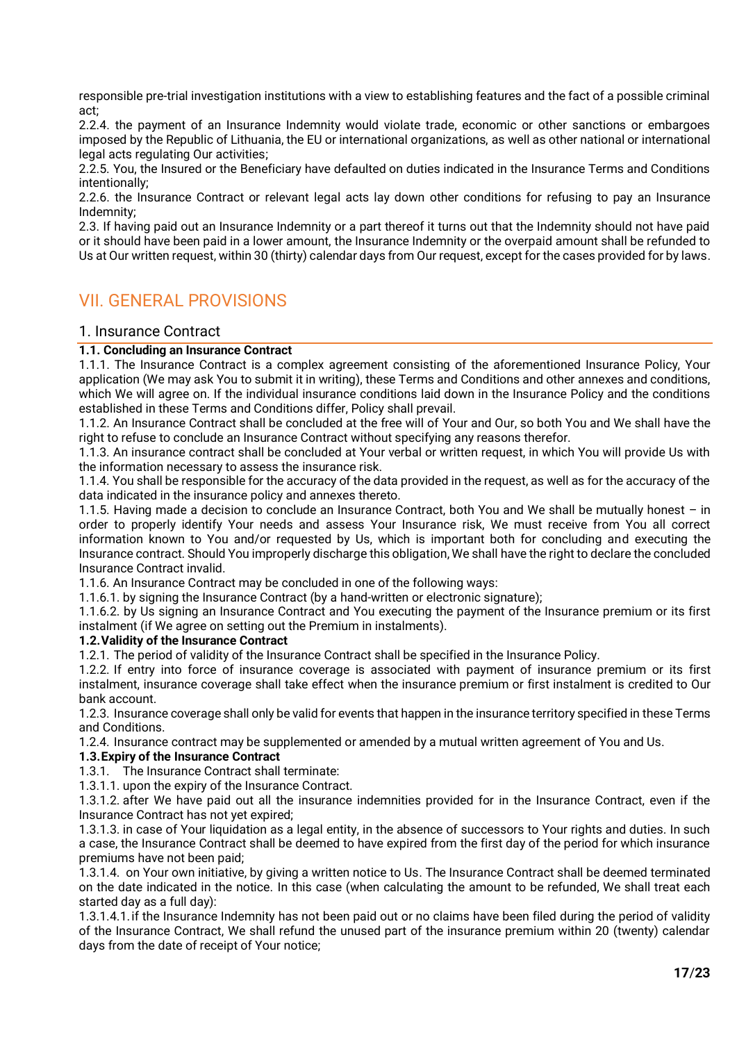responsible pre-trial investigation institutions with a view to establishing features and the fact of a possible criminal act;

2.2.4. the payment of an Insurance Indemnity would violate trade, economic or other sanctions or embargoes imposed by the Republic of Lithuania, the EU or international organizations, as well as other national or international legal acts regulating Our activities;

2.2.5. You, the Insured or the Beneficiary have defaulted on duties indicated in the Insurance Terms and Conditions intentionally;

2.2.6. the Insurance Contract or relevant legal acts lay down other conditions for refusing to pay an Insurance Indemnity;

2.3. If having paid out an Insurance Indemnity or a part thereof it turns out that the Indemnity should not have paid or it should have been paid in a lower amount, the Insurance Indemnity or the overpaid amount shall be refunded to Us at Our written request, within 30 (thirty) calendar days from Our request, except for the cases provided for by laws.

# VII. GENERAL PROVISIONS

## 1. Insurance Contract

**1.1. Concluding an Insurance Contract**

1.1.1. The Insurance Contract is a complex agreement consisting of the aforementioned Insurance Policy, Your application (We may ask You to submit it in writing), these Terms and Conditions and other annexes and conditions, which We will agree on. If the individual insurance conditions laid down in the Insurance Policy and the conditions established in these Terms and Conditions differ, Policy shall prevail.

1.1.2. An Insurance Contract shall be concluded at the free will of Your and Our, so both You and We shall have the right to refuse to conclude an Insurance Contract without specifying any reasons therefor.

1.1.3. An insurance contract shall be concluded at Your verbal or written request, in which You will provide Us with the information necessary to assess the insurance risk.

1.1.4. You shall be responsible for the accuracy of the data provided in the request, as well as for the accuracy of the data indicated in the insurance policy and annexes thereto.

1.1.5. Having made a decision to conclude an Insurance Contract, both You and We shall be mutually honest – in order to properly identify Your needs and assess Your Insurance risk, We must receive from You all correct information known to You and/or requested by Us, which is important both for concluding and executing the Insurance contract. Should You improperly discharge this obligation, We shall have the right to declare the concluded Insurance Contract invalid.

1.1.6. An Insurance Contract may be concluded in one of the following ways:

1.1.6.1. by signing the Insurance Contract (by a hand-written or electronic signature);

1.1.6.2. by Us signing an Insurance Contract and You executing the payment of the Insurance premium or its first instalment (if We agree on setting out the Premium in instalments).

**1.2. Validity of the Insurance Contract**

1.2.1. The period of validity of the Insurance Contract shall be specified in the Insurance Policy.

1.2.2. If entry into force of insurance coverage is associated with payment of insurance premium or its first instalment, insurance coverage shall take effect when the insurance premium or first instalment is credited to Our bank account.

1.2.3. Insurance coverage shall only be valid for events that happen in the insurance territory specified in these Terms and Conditions.

1.2.4. Insurance contract may be supplemented or amended by a mutual written agreement of You and Us.

**1.3. Expiry of the Insurance Contract**

1.3.1. The Insurance Contract shall terminate:

1.3.1.1. upon the expiry of the Insurance Contract.

1.3.1.2. after We have paid out all the insurance indemnities provided for in the Insurance Contract, even if the Insurance Contract has not yet expired;

1.3.1.3. in case of Your liquidation as a legal entity, in the absence of successors to Your rights and duties. In such a case, the Insurance Contract shall be deemed to have expired from the first day of the period for which insurance premiums have not been paid;

1.3.1.4. on Your own initiative, by giving a written notice to Us. The Insurance Contract shall be deemed terminated on the date indicated in the notice. In this case (when calculating the amount to be refunded, We shall treat each started day as a full day):

1.3.1.4.1. if the Insurance Indemnity has not been paid out or no claims have been filed during the period of validity of the Insurance Contract, We shall refund the unused part of the insurance premium within 20 (twenty) calendar days from the date of receipt of Your notice;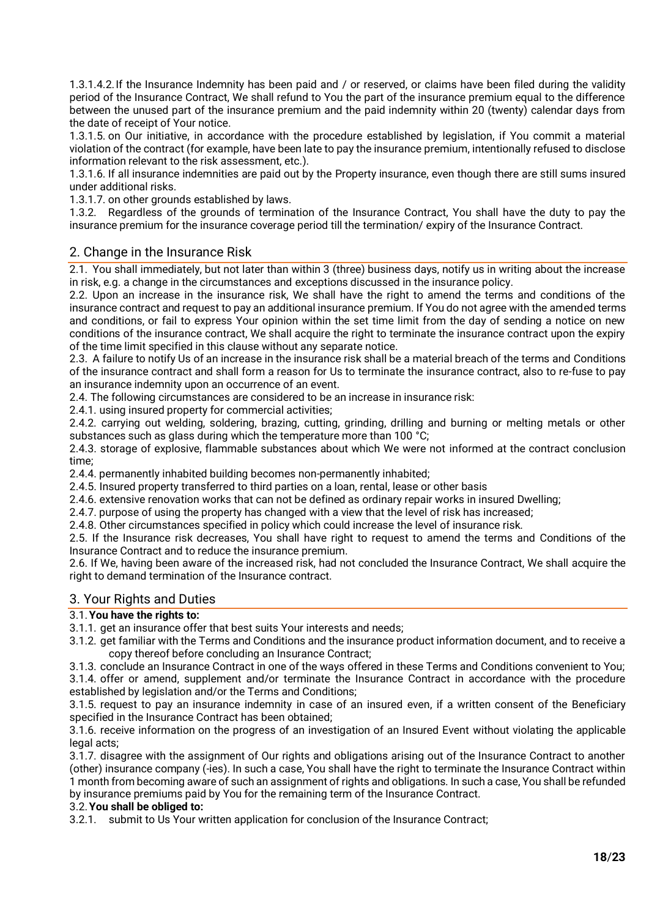1.3.1.4.2. If the Insurance Indemnity has been paid and / or reserved, or claims have been filed during the validity period of the Insurance Contract, We shall refund to You the part of the insurance premium equal to the difference between the unused part of the insurance premium and the paid indemnity within 20 (twenty) calendar days from the date of receipt of Your notice.

1.3.1.5. on Our initiative, in accordance with the procedure established by legislation, if You commit a material violation of the contract (for example, have been late to pay the insurance premium, intentionally refused to disclose information relevant to the risk assessment, etc.).

1.3.1.6. If all insurance indemnities are paid out by the Property insurance, even though there are still sums insured under additional risks.

1.3.1.7. on other grounds established by laws.

1.3.2. Regardless of the grounds of termination of the Insurance Contract, You shall have the duty to pay the insurance premium for the insurance coverage period till the termination/ expiry of the Insurance Contract.

## 2. Change in the Insurance Risk

2.1. You shall immediately, but not later than within 3 (three) business days, notify us in writing about the increase in risk, e.g. a change in the circumstances and exceptions discussed in the insurance policy.

2.2. Upon an increase in the insurance risk, We shall have the right to amend the terms and conditions of the insurance contract and request to pay an additional insurance premium. If You do not agree with the amended terms and conditions, or fail to express Your opinion within the set time limit from the day of sending a notice on new conditions of the insurance contract, We shall acquire the right to terminate the insurance contract upon the expiry of the time limit specified in this clause without any separate notice.

2.3. A failure to notify Us of an increase in the insurance risk shall be a material breach of the terms and Conditions of the insurance contract and shall form a reason for Us to terminate the insurance contract, also to re-fuse to pay an insurance indemnity upon an occurrence of an event.

2.4. The following circumstances are considered to be an increase in insurance risk:

2.4.1. using insured property for commercial activities;

2.4.2. carrying out welding, soldering, brazing, cutting, grinding, drilling and burning or melting metals or other substances such as glass during which the temperature more than 100 °C;

2.4.3. storage of explosive, flammable substances about which We were not informed at the contract conclusion time;

2.4.4. permanently inhabited building becomes non-permanently inhabited;

2.4.5. Insured property transferred to third parties on a loan, rental, lease or other basis

2.4.6. extensive renovation works that can not be defined as ordinary repair works in insured Dwelling;

2.4.7. purpose of using the property has changed with a view that the level of risk has increased;

2.4.8. Other circumstances specified in policy which could increase the level of insurance risk.

2.5. If the Insurance risk decreases, You shall have right to request to amend the terms and Conditions of the Insurance Contract and to reduce the insurance premium.

2.6. If We, having been aware of the increased risk, had not concluded the Insurance Contract, We shall acquire the right to demand termination of the Insurance contract.

## 3. Your Rights and Duties

3.1. **You have the rights to:**

3.1.1. get an insurance offer that best suits Your interests and needs;

3.1.2. get familiar with the Terms and Conditions and the insurance product information document, and to receive a copy thereof before concluding an Insurance Contract;

3.1.3. conclude an Insurance Contract in one of the ways offered in these Terms and Conditions convenient to You;

3.1.4. offer or amend, supplement and/or terminate the Insurance Contract in accordance with the procedure established by legislation and/or the Terms and Conditions;

3.1.5. request to pay an insurance indemnity in case of an insured even, if a written consent of the Beneficiary specified in the Insurance Contract has been obtained;

3.1.6. receive information on the progress of an investigation of an Insured Event without violating the applicable legal acts;

3.1.7. disagree with the assignment of Our rights and obligations arising out of the Insurance Contract to another (other) insurance company (-ies). In such a case, You shall have the right to terminate the Insurance Contract within 1 month from becoming aware of such an assignment of rights and obligations. In such a case, You shall be refunded by insurance premiums paid by You for the remaining term of the Insurance Contract.

3.2. **You shall be obliged to:**

3.2.1. submit to Us Your written application for conclusion of the Insurance Contract;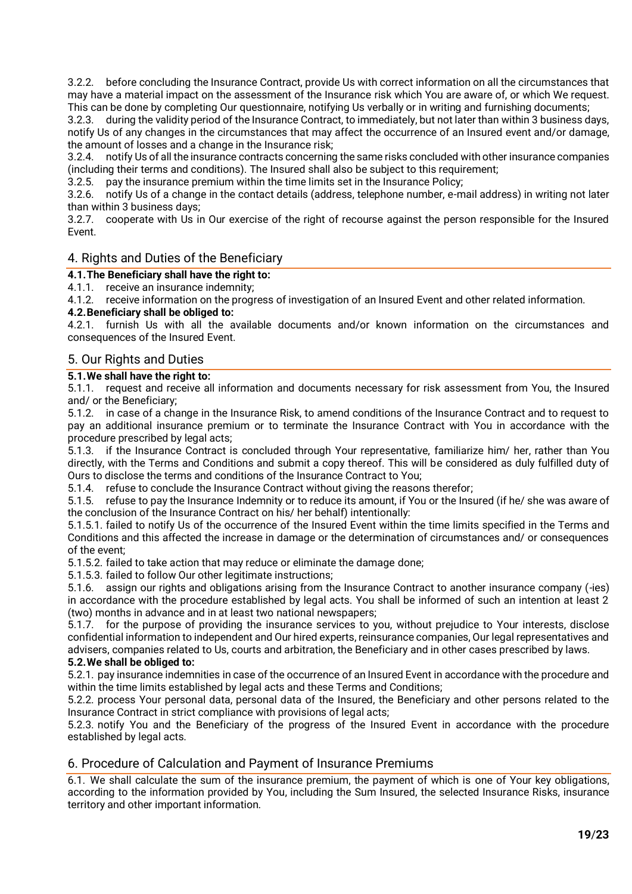3.2.2. before concluding the Insurance Contract, provide Us with correct information on all the circumstances that may have a material impact on the assessment of the Insurance risk which You are aware of, or which We request. This can be done by completing Our questionnaire, notifying Us verbally or in writing and furnishing documents;

3.2.3. during the validity period of the Insurance Contract, to immediately, but not later than within 3 business days, notify Us of any changes in the circumstances that may affect the occurrence of an Insured event and/or damage, the amount of losses and a change in the Insurance risk;

3.2.4. notify Us of all the insurance contracts concerning the same risks concluded with other insurance companies (including their terms and conditions). The Insured shall also be subject to this requirement;

3.2.5. pay the insurance premium within the time limits set in the Insurance Policy;

3.2.6. notify Us of a change in the contact details (address, telephone number, e-mail address) in writing not later than within 3 business days;

3.2.7. cooperate with Us in Our exercise of the right of recourse against the person responsible for the Insured Event.

## 4. Rights and Duties of the Beneficiary

**4.1. The Beneficiary shall have the right to:**

4.1.1. receive an insurance indemnity;

4.1.2. receive information on the progress of investigation of an Insured Event and other related information.

**4.2. Beneficiary shall be obliged to:**

4.2.1. furnish Us with all the available documents and/or known information on the circumstances and consequences of the Insured Event.

## 5. Our Rights and Duties

**5.1. We shall have the right to:**

5.1.1. request and receive all information and documents necessary for risk assessment from You, the Insured and/ or the Beneficiary;

5.1.2. in case of a change in the Insurance Risk, to amend conditions of the Insurance Contract and to request to pay an additional insurance premium or to terminate the Insurance Contract with You in accordance with the procedure prescribed by legal acts;

5.1.3. if the Insurance Contract is concluded through Your representative, familiarize him/ her, rather than You directly, with the Terms and Conditions and submit a copy thereof. This will be considered as duly fulfilled duty of Ours to disclose the terms and conditions of the Insurance Contract to You;

5.1.4. refuse to conclude the Insurance Contract without giving the reasons therefor;

5.1.5. refuse to pay the Insurance Indemnity or to reduce its amount, if You or the Insured (if he/ she was aware of the conclusion of the Insurance Contract on his/ her behalf) intentionally:

5.1.5.1. failed to notify Us of the occurrence of the Insured Event within the time limits specified in the Terms and Conditions and this affected the increase in damage or the determination of circumstances and/ or consequences of the event;

5.1.5.2. failed to take action that may reduce or eliminate the damage done;

5.1.5.3. failed to follow Our other legitimate instructions;

5.1.6. assign our rights and obligations arising from the Insurance Contract to another insurance company (-ies) in accordance with the procedure established by legal acts. You shall be informed of such an intention at least 2 (two) months in advance and in at least two national newspapers;

5.1.7. for the purpose of providing the insurance services to you, without prejudice to Your interests, disclose confidential information to independent and Our hired experts, reinsurance companies, Our legal representatives and advisers, companies related to Us, courts and arbitration, the Beneficiary and in other cases prescribed by laws.

**5.2. We shall be obliged to:**

5.2.1. pay insurance indemnities in case of the occurrence of an Insured Event in accordance with the procedure and within the time limits established by legal acts and these Terms and Conditions;

5.2.2. process Your personal data, personal data of the Insured, the Beneficiary and other persons related to the Insurance Contract in strict compliance with provisions of legal acts;

5.2.3. notify You and the Beneficiary of the progress of the Insured Event in accordance with the procedure established by legal acts.

## 6. Procedure of Calculation and Payment of Insurance Premiums

6.1. We shall calculate the sum of the insurance premium, the payment of which is one of Your key obligations, according to the information provided by You, including the Sum Insured, the selected Insurance Risks, insurance territory and other important information.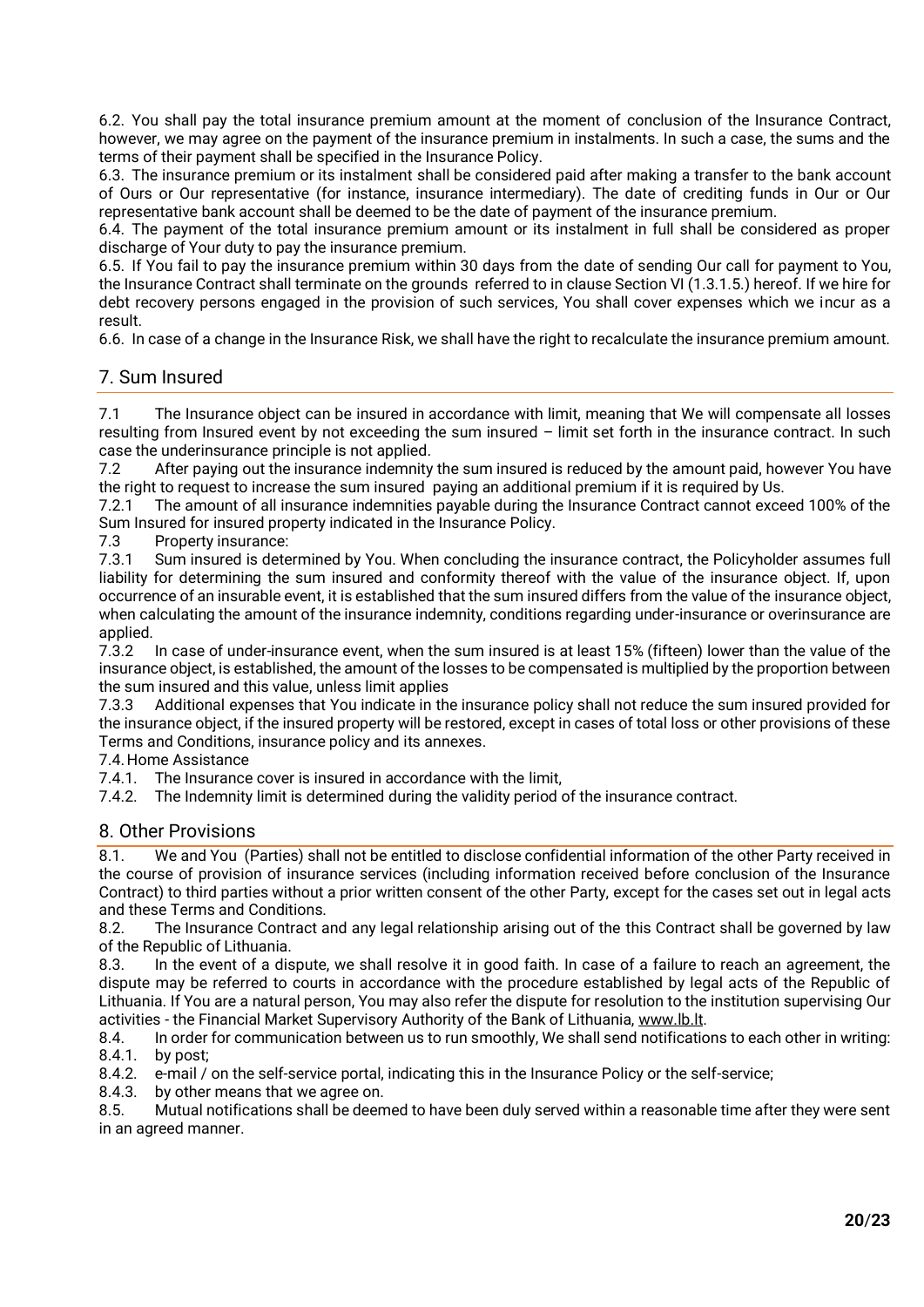6.2. You shall pay the total insurance premium amount at the moment of conclusion of the Insurance Contract, however, we may agree on the payment of the insurance premium in instalments. In such a case, the sums and the terms of their payment shall be specified in the Insurance Policy.

6.3. The insurance premium or its instalment shall be considered paid after making a transfer to the bank account of Ours or Our representative (for instance, insurance intermediary). The date of crediting funds in Our or Our representative bank account shall be deemed to be the date of payment of the insurance premium.

6.4. The payment of the total insurance premium amount or its instalment in full shall be considered as proper discharge of Your duty to pay the insurance premium.

6.5. If You fail to pay the insurance premium within 30 days from the date of sending Our call for payment to You, the Insurance Contract shall terminate on the grounds referred to in clause Section VI (1.3.1.5.) hereof. If we hire for debt recovery persons engaged in the provision of such services, You shall cover expenses which we incur as a result.

6.6. In case of a change in the Insurance Risk, we shall have the right to recalculate the insurance premium amount.

## 7. Sum Insured

7.1 The Insurance object can be insured in accordance with limit, meaning that We will compensate all losses resulting from Insured event by not exceeding the sum insured – limit set forth in the insurance contract. In such case the underinsurance principle is not applied.

7.2 After paying out the insurance indemnity the sum insured is reduced by the amount paid, however You have the right to request to increase the sum insured paying an additional premium if it is required by Us.

7.2.1 The amount of all insurance indemnities payable during the Insurance Contract cannot exceed 100% of the Sum Insured for insured property indicated in the Insurance Policy.

7.3 Property insurance:

7.3.1 Sum insured is determined by You. When concluding the insurance contract, the Policyholder assumes full liability for determining the sum insured and conformity thereof with the value of the insurance object. If, upon occurrence of an insurable event, it is established that the sum insured differs from the value of the insurance object, when calculating the amount of the insurance indemnity, conditions regarding under-insurance or overinsurance are applied.

7.3.2 In case of under-insurance event, when the sum insured is at least 15% (fifteen) lower than the value of the insurance object, is established, the amount of the losses to be compensated is multiplied by the proportion between the sum insured and this value, unless limit applies

7.3.3 Additional expenses that You indicate in the insurance policy shall not reduce the sum insured provided for the insurance object, if the insured property will be restored, except in cases of total loss or other provisions of these Terms and Conditions, insurance policy and its annexes.

7.4. Home Assistance

7.4.1. The Insurance cover is insured in accordance with the limit,

7.4.2. The Indemnity limit is determined during the validity period of the insurance contract.

## 8. Other Provisions

8.1. We and You (Parties) shall not be entitled to disclose confidential information of the other Party received in the course of provision of insurance services (including information received before conclusion of the Insurance Contract) to third parties without a prior written consent of the other Party, except for the cases set out in legal acts and these Terms and Conditions.

8.2. The Insurance Contract and any legal relationship arising out of the this Contract shall be governed by law of the Republic of Lithuania.

8.3. In the event of a dispute, we shall resolve it in good faith. In case of a failure to reach an agreement, the dispute may be referred to courts in accordance with the procedure established by legal acts of the Republic of Lithuania. If You are a natural person, You may also refer the dispute for resolution to the institution supervising Our activities - the Financial Market Supervisory Authority of the Bank of Lithuania, www.lb.lt.

8.4. In order for communication between us to run smoothly, We shall send notifications to each other in writing:

8.4.1. by post;

8.4.2. e-mail / on the self-service portal, indicating this in the Insurance Policy or the self-service;

8.4.3. by other means that we agree on.

8.5. Mutual notifications shall be deemed to have been duly served within a reasonable time after they were sent in an agreed manner.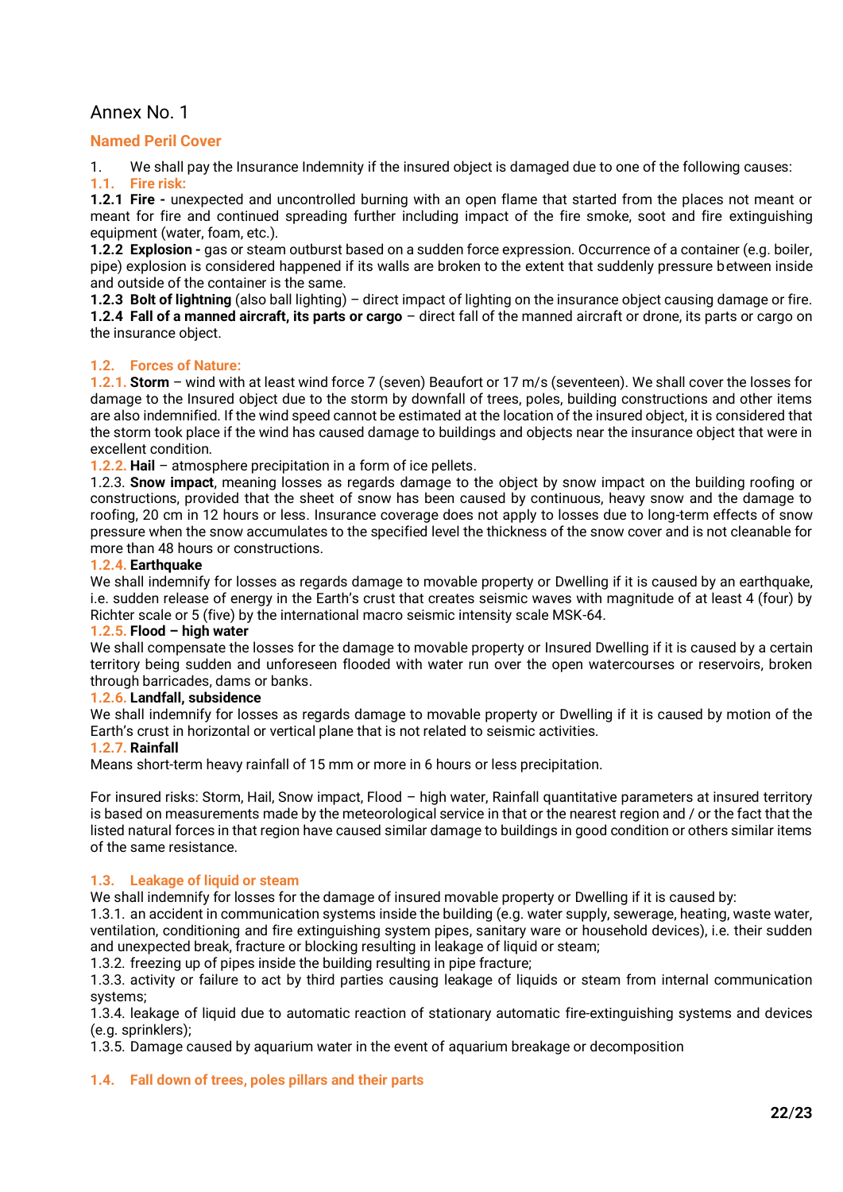# Annex No. 1

## Named Peril Cover

1. We shall pay the Insurance Indemnity if the insured object is damaged due to one of the following causes:

### 1.1. Fire risk:

**1.2.1 Fire -** unexpected and uncontrolled burning with an open flame that started from the places not meant or meant for fire and continued spreading further including impact of the fire smoke, soot and fire extinguishing equipment (water, foam, etc.).

**1.2.2 Explosion -** gas or steam outburst based on a sudden force expression. Occurrence of a container (e.g. boiler, pipe) explosion is considered happened if its walls are broken to the extent that suddenly pressure between inside and outside of the container is the same.

**1.2.3 Bolt of lightning** (also ball lighting) – direct impact of lighting on the insurance object causing damage or fire.

**1.2.4 Fall of a manned aircraft, its parts or cargo** – direct fall of the manned aircraft or drone, its parts or cargo on the insurance object.

### 1.2. Forces of Nature:

1.2.1. **Storm** – wind with at least wind force 7 (seven) Beaufort or 17 m/s (seventeen). We shall cover the losses for damage to the Insured object due to the storm by downfall of trees, poles, building constructions and other items are also indemnified. If the wind speed cannot be estimated at the location of the insured object, it is considered that the storm took place if the wind has caused damage to buildings and objects near the insurance object that were in excellent condition.

1.2.2. **Hail** – atmosphere precipitation in a form of ice pellets.

1.2.3. **Snow impact**, meaning losses as regards damage to the object by snow impact on the building roofing or constructions, provided that the sheet of snow has been caused by continuous, heavy snow and the damage to roofing, 20 cm in 12 hours or less. Insurance coverage does not apply to losses due to long-term effects of snow pressure when the snow accumulates to the specified level the thickness of the snow cover and is not cleanable for more than 48 hours or constructions.

**1.2.4. Earthquake**

We shall indemnify for losses as regards damage to movable property or Dwelling if it is caused by an earthquake, i.e. sudden release of energy in the Earth's crust that creates seismic waves with magnitude of at least 4 (four) by Richter scale or 5 (five) by the international macro seismic intensity scale MSK-64.

**1.2.5. Flood – high water**

We shall compensate the losses for the damage to movable property or Insured Dwelling if it is caused by a certain territory being sudden and unforeseen flooded with water run over the open watercourses or reservoirs, broken through barricades, dams or banks.

**1.2.6. Landfall, subsidence**

We shall indemnify for losses as regards damage to movable property or Dwelling if it is caused by motion of the Earth's crust in horizontal or vertical plane that is not related to seismic activities.

**1.2.7. Rainfall**

Means short-term heavy rainfall of 15 mm or more in 6 hours or less precipitation.

For insured risks: Storm, Hail, Snow impact, Flood – high water, Rainfall quantitative parameters at insured territory is based on measurements made by the meteorological service in that or the nearest region and / or the fact that the listed natural forces in that region have caused similar damage to buildings in good condition or others similar items of the same resistance.

### 1.3. Leakage of liquid or steam

We shall indemnify for losses for the damage of insured movable property or Dwelling if it is caused by:

1.3.1. an accident in communication systems inside the building (e.g. water supply, sewerage, heating, waste water, ventilation, conditioning and fire extinguishing system pipes, sanitary ware or household devices), i.e. their sudden and unexpected break, fracture or blocking resulting in leakage of liquid or steam;

1.3.2. freezing up of pipes inside the building resulting in pipe fracture;

1.3.3. activity or failure to act by third parties causing leakage of liquids or steam from internal communication systems;

1.3.4. leakage of liquid due to automatic reaction of stationary automatic fire-extinguishing systems and devices (e.g. sprinklers);

1.3.5. Damage caused by aquarium water in the event of aquarium breakage or decomposition

### 1.4. Fall down of trees, poles pillars and their parts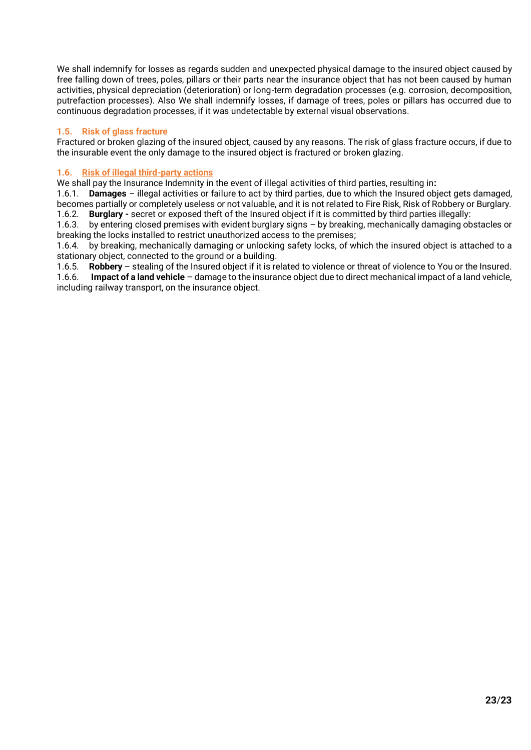We shall indemnify for losses as regards sudden and unexpected physical damage to the insured object caused by free falling down of trees, poles, pillars or their parts near the insurance object that has not been caused by human activities, physical depreciation (deterioration) or long-term degradation processes (e.g. corrosion, decomposition, putrefaction processes). Also We shall indemnify losses, if damage of trees, poles or pillars has occurred due to continuous degradation processes, if it was undetectable by external visual observations.

### 1.5. Risk of glass fracture

Fractured or broken glazing of the insured object, caused by any reasons. The risk of glass fracture occurs, if due to the insurable event the only damage to the insured object is fractured or broken glazing.

### 1.6. Risk of illegal third-party actions

We shall pay the Insurance Indemnity in the event of illegal activities of third parties, resulting in**:**

1.6.1. **Damages** – illegal activities or failure to act by third parties, due to which the Insured object gets damaged, becomes partially or completely useless or not valuable, and it is not related to Fire Risk, Risk of Robbery or Burglary.

1.6.2. **Burglary -** secret or exposed theft of the Insured object if it is committed by third parties illegally:

1.6.3. by entering closed premises with evident burglary signs – by breaking, mechanically damaging obstacles or breaking the locks installed to restrict unauthorized access to the premises;

1.6.4. by breaking, mechanically damaging or unlocking safety locks, of which the insured object is attached to a stationary object, connected to the ground or a building.

1.6.5. **Robbery** – stealing of the Insured object if it is related to violence or threat of violence to You or the Insured.

1.6.6. **Impact of a land vehicle** – damage to the insurance object due to direct mechanical impact of a land vehicle, including railway transport, on the insurance object.